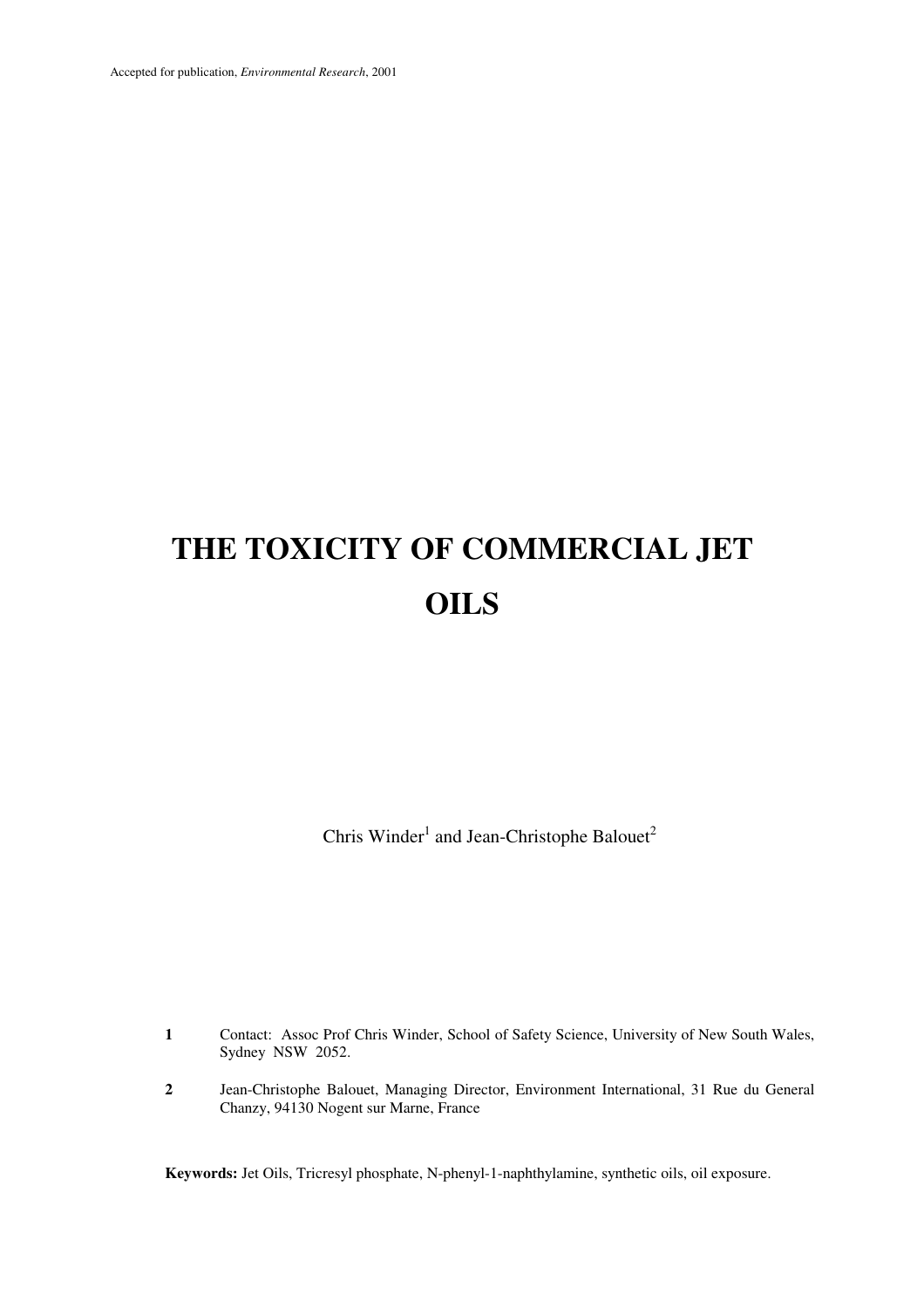Accepted for publication, *Environmental Research*, 2001

# THE TOXICITY OF COMMERCIAL JET OILS

Chris Winder[1] and Jean-Christophe Balouet[2]

**1** Contact: Assoc Prof Chris Winder, School of Safety Science, University of New South Wales, Sydney NSW 2052.

**2** Jean-Christophe Balouet, Managing Director, Environment International, 31 Rue du General Chanzy, 94130 Nogent sur Marne, France

**Keywords:** Jet Oils, Tricresyl phosphate, N-phenyl-1-naphthylamine, synthetic oils, oil exposure.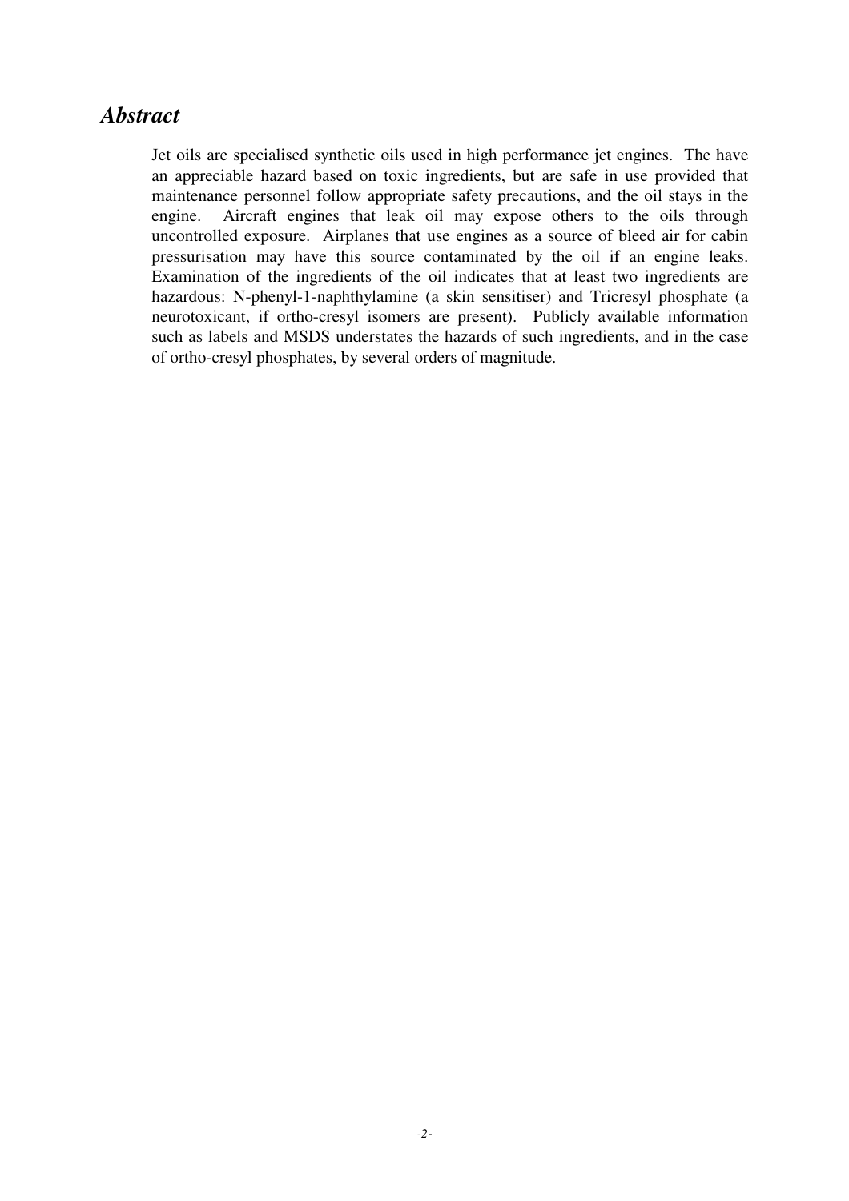## *Abstract*

Jet oils are specialised synthetic oils used in high performance jet engines. The have an appreciable hazard based on toxic ingredients, but are safe in use provided that maintenance personnel follow appropriate safety precautions, and the oil stays in the engine. Aircraft engines that leak oil may expose others to the oils through uncontrolled exposure. Airplanes that use engines as a source of bleed air for cabin pressurisation may have this source contaminated by the oil if an engine leaks. Examination of the ingredients of the oil indicates that at least two ingredients are hazardous: N-phenyl-1-naphthylamine (a skin sensitiser) and Tricresyl phosphate (a neurotoxicant, if ortho-cresyl isomers are present). Publicly available information such as labels and MSDS understates the hazards of such ingredients, and in the case of ortho-cresyl phosphates, by several orders of magnitude.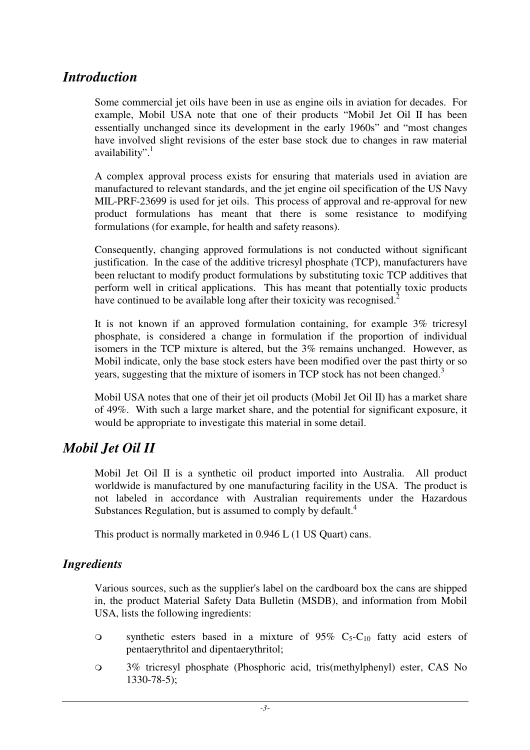## *Introduction*

Some commercial jet oils have been in use as engine oils in aviation for decades. For example, Mobil USA note that one of their products "Mobil Jet Oil II has been essentially unchanged since its development in the early 1960s" and "most changes have involved slight revisions of the ester base stock due to changes in raw material availability".[1]

A complex approval process exists for ensuring that materials used in aviation are manufactured to relevant standards, and the jet engine oil specification of the US Navy MIL-PRF-23699 is used for jet oils. This process of approval and re-approval for new product formulations has meant that there is some resistance to modifying formulations (for example, for health and safety reasons).

Consequently, changing approved formulations is not conducted without significant justification. In the case of the additive tricresyl phosphate (TCP), manufacturers have been reluctant to modify product formulations by substituting toxic TCP additives that perform well in critical applications. This has meant that potentially toxic products have continued to be available long after their toxicity was recognised.[2]

It is not known if an approved formulation containing, for example 3% tricresyl phosphate, is considered a change in formulation if the proportion of individual isomers in the TCP mixture is altered, but the 3% remains unchanged. However, as Mobil indicate, only the base stock esters have been modified over the past thirty or so years, suggesting that the mixture of isomers in TCP stock has not been changed.[3]

Mobil USA notes that one of their jet oil products (Mobil Jet Oil II) has a market share of 49%. With such a large market share, and the potential for significant exposure, it would be appropriate to investigate this material in some detail.

## *Mobil Jet Oil II*

Mobil Jet Oil II is a synthetic oil product imported into Australia. All product worldwide is manufactured by one manufacturing facility in the USA. The product is not labeled in accordance with Australian requirements under the Hazardous Substances Regulation, but is assumed to comply by default.[4]

This product is normally marketed in 0.946 L (1 US Quart) cans.

### *Ingredients*

Various sources, such as the supplier's label on the cardboard box the cans are shipped in, the product Material Safety Data Bulletin (MSDB), and information from Mobil USA, lists the following ingredients:

- synthetic esters based in a mixture of 95% $C_5$-$C_{10}$ fatty acid esters of pentaerythritol and dipentaerythritol;
- 3% tricresyl phosphate (Phosphoric acid, tris(methylphenyl) ester, CAS No 1330-78-5);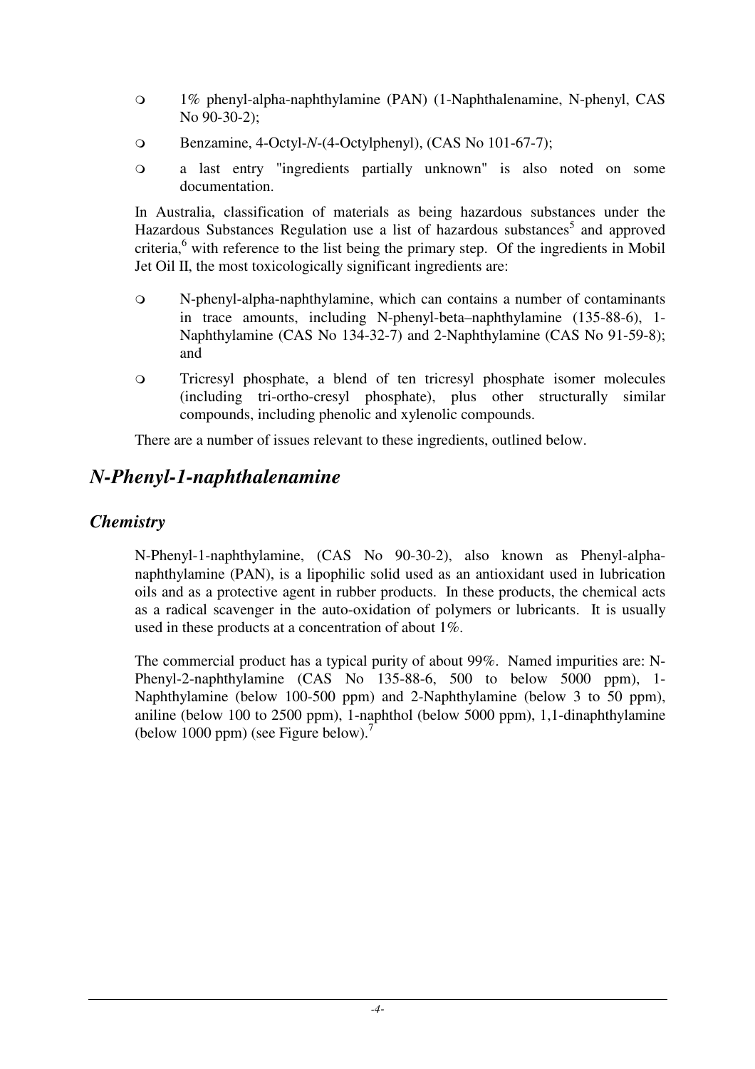- 1% phenyl-alpha-naphthylamine (PAN) (1-Naphthalenamine, N-phenyl, CAS No 90-30-2);
- Benzamine, 4-Octyl-*N*-(4-Octylphenyl), (CAS No 101-67-7);
- a last entry "ingredients partially unknown" is also noted on some documentation.

In Australia, classification of materials as being hazardous substances under the Hazardous Substances Regulation use a list of hazardous substances[5] and approved criteria,[6] with reference to the list being the primary step. Of the ingredients in Mobil Jet Oil II, the most toxicologically significant ingredients are:

- N-phenyl-alpha-naphthylamine, which can contains a number of contaminants in trace amounts, including N-phenyl-beta–naphthylamine (135-88-6), 1-Naphthylamine (CAS No 134-32-7) and 2-Naphthylamine (CAS No 91-59-8); and
- Tricresyl phosphate, a blend of ten tricresyl phosphate isomer molecules (including tri-ortho-cresyl phosphate), plus other structurally similar compounds, including phenolic and xylenolic compounds.

There are a number of issues relevant to these ingredients, outlined below.

## *N-Phenyl-1-naphthalenamine*

### *Chemistry*

N-Phenyl-1-naphthylamine, (CAS No 90-30-2), also known as Phenyl-alpha-naphthylamine (PAN), is a lipophilic solid used as an antioxidant used in lubrication oils and as a protective agent in rubber products. In these products, the chemical acts as a radical scavenger in the auto-oxidation of polymers or lubricants. It is usually used in these products at a concentration of about 1%.

The commercial product has a typical purity of about 99%. Named impurities are: N-Phenyl-2-naphthylamine (CAS No 135-88-6, 500 to below 5000 ppm), 1-Naphthylamine (below 100-500 ppm) and 2-Naphthylamine (below 3 to 50 ppm), aniline (below 100 to 2500 ppm), 1-naphthol (below 5000 ppm), 1,1-dinaphthylamine (below 1000 ppm) (see Figure below).[7]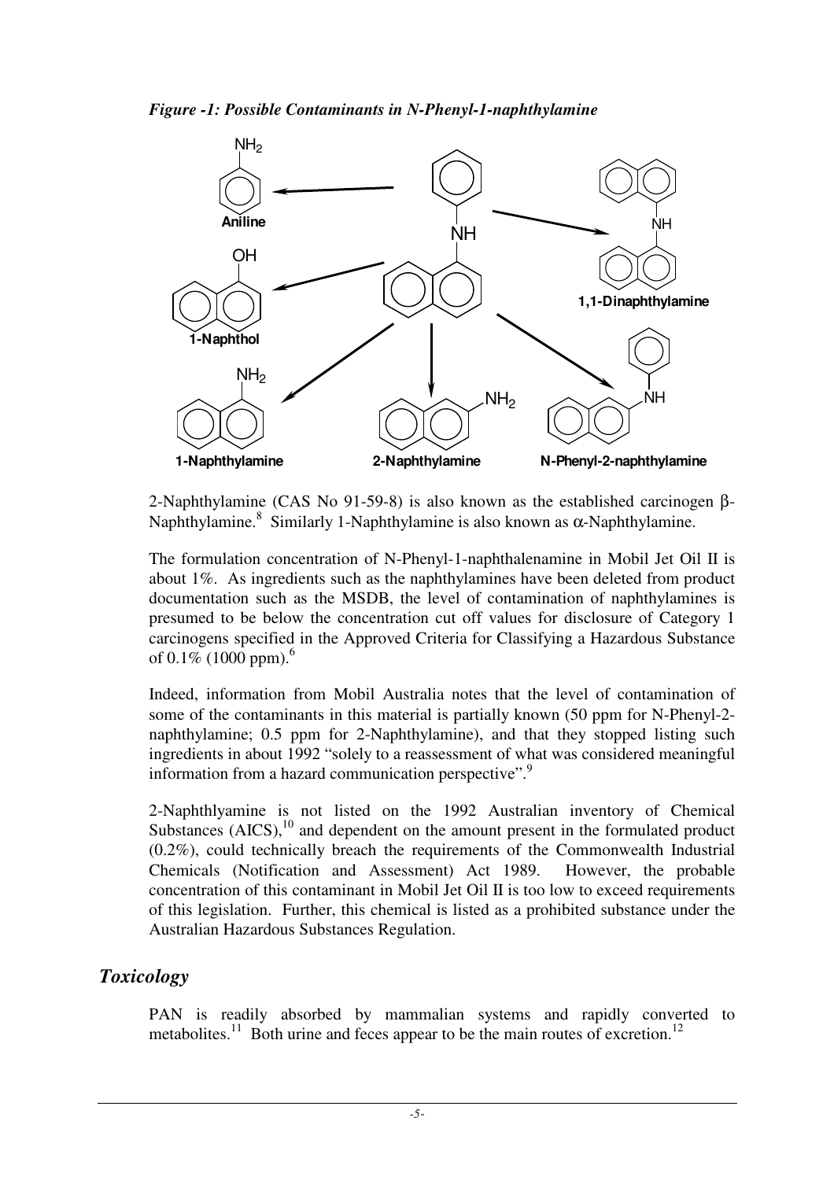*Figure -1: Possible Contaminants in N-Phenyl-1-naphthylamine*

2-Naphthylamine (CAS No 91-59-8) is also known as the established carcinogen β-Naphthylamine.[8] Similarly 1-Naphthylamine is also known as α-Naphthylamine.

The formulation concentration of N-Phenyl-1-naphthalenamine in Mobil Jet Oil II is about 1%. As ingredients such as the naphthylamines have been deleted from product documentation such as the MSDB, the level of contamination of naphthylamines is presumed to be below the concentration cut off values for disclosure of Category 1 carcinogens specified in the Approved Criteria for Classifying a Hazardous Substance of 0.1% (1000 ppm).[6]

Indeed, information from Mobil Australia notes that the level of contamination of some of the contaminants in this material is partially known (50 ppm for N-Phenyl-2-naphthylamine; 0.5 ppm for 2-Naphthylamine), and that they stopped listing such ingredients in about 1992 "solely to a reassessment of what was considered meaningful information from a hazard communication perspective".[9]

2-Naphthlyamine is not listed on the 1992 Australian inventory of Chemical Substances (AICS),[10] and dependent on the amount present in the formulated product (0.2%), could technically breach the requirements of the Commonwealth Industrial Chemicals (Notification and Assessment) Act 1989. However, the probable concentration of this contaminant in Mobil Jet Oil II is too low to exceed requirements of this legislation. Further, this chemical is listed as a prohibited substance under the Australian Hazardous Substances Regulation.

## Toxicology

PAN is readily absorbed by mammalian systems and rapidly converted to metabolites.[11] Both urine and feces appear to be the main routes of excretion.[12]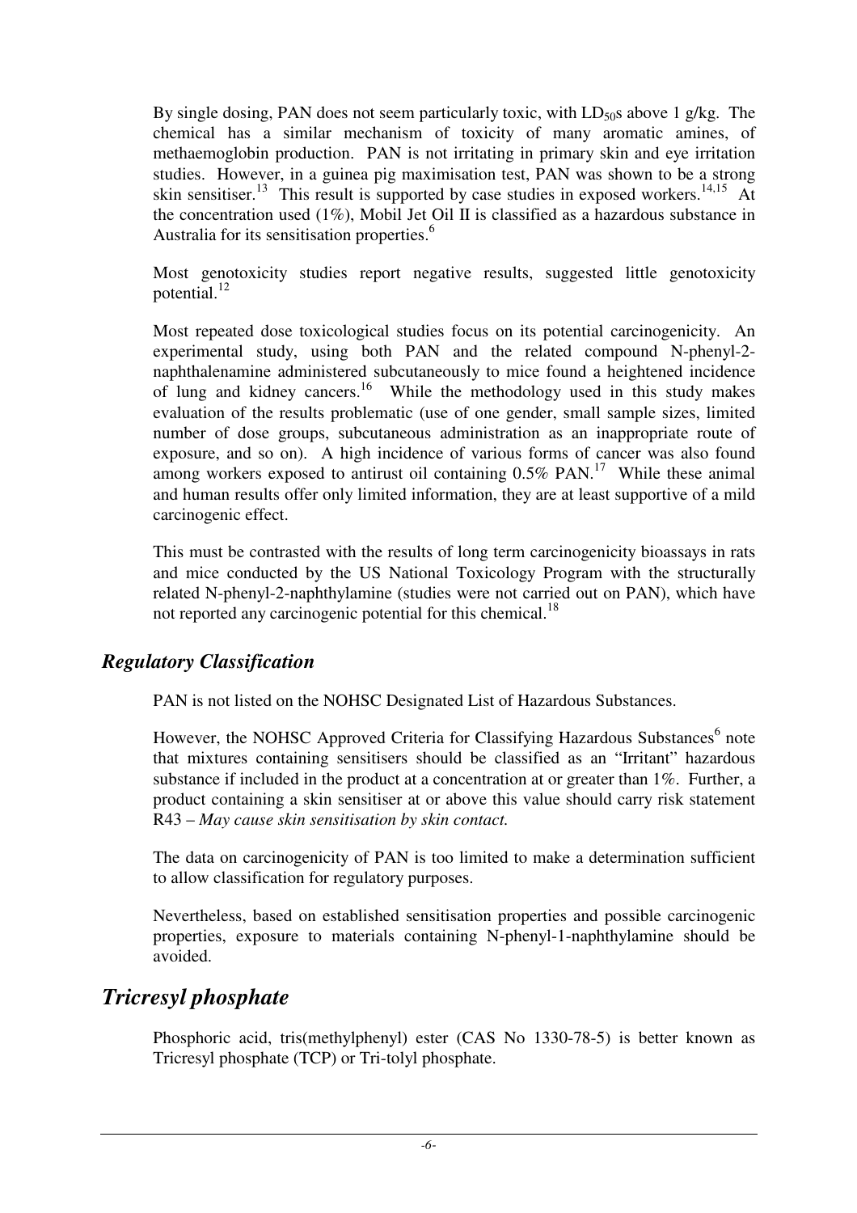By single dosing, PAN does not seem particularly toxic, with $LD_{50}$s above 1 g/kg. The chemical has a similar mechanism of toxicity of many aromatic amines, of methaemoglobin production. PAN is not irritating in primary skin and eye irritation studies. However, in a guinea pig maximisation test, PAN was shown to be a strong skin sensitiser.[13] This result is supported by case studies in exposed workers.[14,15] At the concentration used (1%), Mobil Jet Oil II is classified as a hazardous substance in Australia for its sensitisation properties.[6]

Most genotoxicity studies report negative results, suggested little genotoxicity potential.[12]

Most repeated dose toxicological studies focus on its potential carcinogenicity. An experimental study, using both PAN and the related compound N-phenyl-2-naphthalenamine administered subcutaneously to mice found a heightened incidence of lung and kidney cancers.[16] While the methodology used in this study makes evaluation of the results problematic (use of one gender, small sample sizes, limited number of dose groups, subcutaneous administration as an inappropriate route of exposure, and so on). A high incidence of various forms of cancer was also found among workers exposed to antirust oil containing 0.5% PAN.[17] While these animal and human results offer only limited information, they are at least supportive of a mild carcinogenic effect.

This must be contrasted with the results of long term carcinogenicity bioassays in rats and mice conducted by the US National Toxicology Program with the structurally related N-phenyl-2-naphthylamine (studies were not carried out on PAN), which have not reported any carcinogenic potential for this chemical.[18]

### *Regulatory Classification*

PAN is not listed on the NOHSC Designated List of Hazardous Substances.

However, the NOHSC Approved Criteria for Classifying Hazardous Substances[6] note that mixtures containing sensitisers should be classified as an "Irritant" hazardous substance if included in the product at a concentration at or greater than 1%. Further, a product containing a skin sensitiser at or above this value should carry risk statement R43 – *May cause skin sensitisation by skin contact.*

The data on carcinogenicity of PAN is too limited to make a determination sufficient to allow classification for regulatory purposes.

Nevertheless, based on established sensitisation properties and possible carcinogenic properties, exposure to materials containing N-phenyl-1-naphthylamine should be avoided.

## *Tricresyl phosphate*

Phosphoric acid, tris(methylphenyl) ester (CAS No 1330-78-5) is better known as Tricresyl phosphate (TCP) or Tri-tolyl phosphate.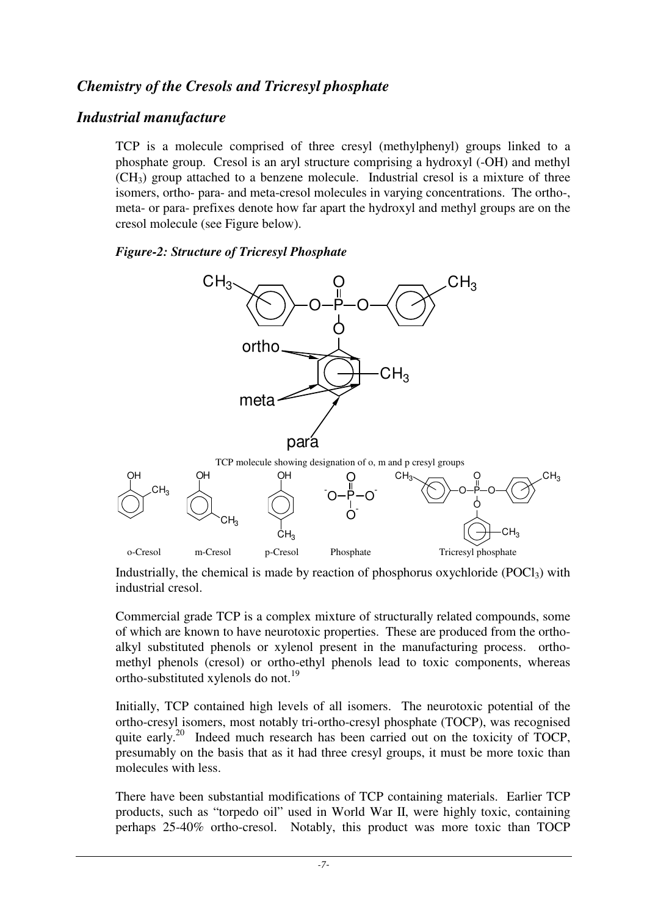## *Chemistry of the Cresols and Tricresyl phosphate*

## *Industrial manufacture*

TCP is a molecule comprised of three cresyl (methylphenyl) groups linked to a phosphate group. Cresol is an aryl structure comprising a hydroxyl (-OH) and methyl ($CH_3$) group attached to a benzene molecule. Industrial cresol is a mixture of three isomers, ortho- para- and meta-cresol molecules in varying concentrations. The ortho-, meta- or para- prefixes denote how far apart the hydroxyl and methyl groups are on the cresol molecule (see Figure below).

***Figure-2: Structure of Tricresyl Phosphate***

TCP molecule showing designation of o, m and p cresyl groups

o-Cresol m-Cresol p-Cresol Phosphate Tricresyl phosphate

Industrially, the chemical is made by reaction of phosphorus oxychloride ($POCl_3$) with industrial cresol.

Commercial grade TCP is a complex mixture of structurally related compounds, some of which are known to have neurotoxic properties. These are produced from the ortho-alkyl substituted phenols or xylenol present in the manufacturing process. ortho-methyl phenols (cresol) or ortho-ethyl phenols lead to toxic components, whereas ortho-substituted xylenols do not.[19]

Initially, TCP contained high levels of all isomers. The neurotoxic potential of the ortho-cresyl isomers, most notably tri-ortho-cresyl phosphate (TOCP), was recognised quite early.[20] Indeed much research has been carried out on the toxicity of TOCP, presumably on the basis that as it had three cresyl groups, it must be more toxic than molecules with less.

There have been substantial modifications of TCP containing materials. Earlier TCP products, such as "torpedo oil" used in World War II, were highly toxic, containing perhaps 25-40% ortho-cresol. Notably, this product was more toxic than TOCP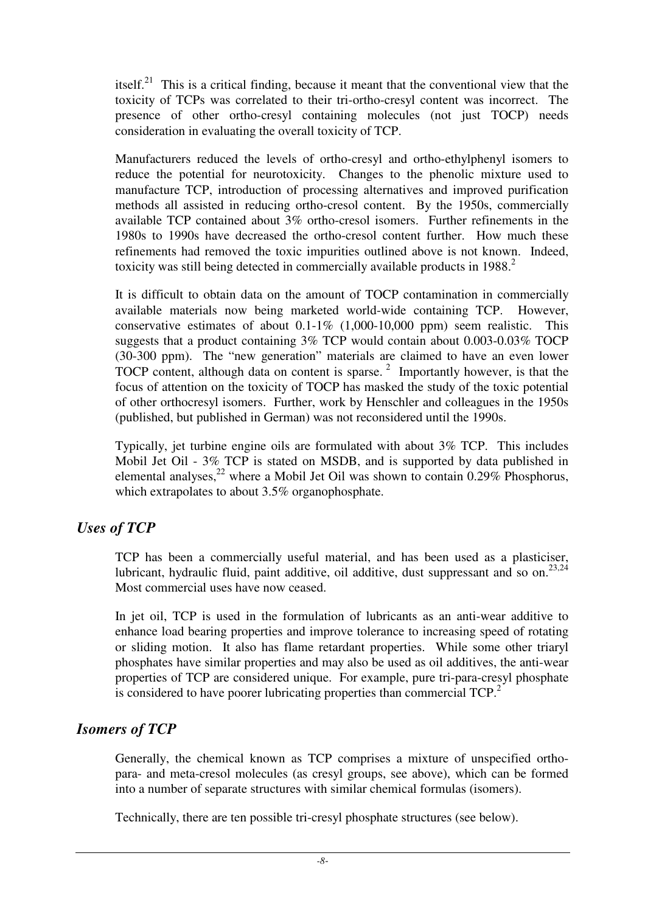itself.[21] This is a critical finding, because it meant that the conventional view that the toxicity of TCPs was correlated to their tri-ortho-cresyl content was incorrect. The presence of other ortho-cresyl containing molecules (not just TOCP) needs consideration in evaluating the overall toxicity of TCP.

Manufacturers reduced the levels of ortho-cresyl and ortho-ethylphenyl isomers to reduce the potential for neurotoxicity. Changes to the phenolic mixture used to manufacture TCP, introduction of processing alternatives and improved purification methods all assisted in reducing ortho-cresol content. By the 1950s, commercially available TCP contained about 3% ortho-cresol isomers. Further refinements in the 1980s to 1990s have decreased the ortho-cresol content further. How much these refinements had removed the toxic impurities outlined above is not known. Indeed, toxicity was still being detected in commercially available products in 1988.[2]

It is difficult to obtain data on the amount of TOCP contamination in commercially available materials now being marketed world-wide containing TCP. However, conservative estimates of about 0.1-1% (1,000-10,000 ppm) seem realistic. This suggests that a product containing 3% TCP would contain about 0.003-0.03% TOCP (30-300 ppm). The "new generation" materials are claimed to have an even lower TOCP content, although data on content is sparse.[2] Importantly however, is that the focus of attention on the toxicity of TOCP has masked the study of the toxic potential of other orthocresyl isomers. Further, work by Henschler and colleagues in the 1950s (published, but published in German) was not reconsidered until the 1990s.

Typically, jet turbine engine oils are formulated with about 3% TCP. This includes Mobil Jet Oil - 3% TCP is stated on MSDB, and is supported by data published in elemental analyses,[22] where a Mobil Jet Oil was shown to contain 0.29% Phosphorus, which extrapolates to about 3.5% organophosphate.

## *Uses of TCP*

TCP has been a commercially useful material, and has been used as a plasticiser, lubricant, hydraulic fluid, paint additive, oil additive, dust suppressant and so on.[23,24] Most commercial uses have now ceased.

In jet oil, TCP is used in the formulation of lubricants as an anti-wear additive to enhance load bearing properties and improve tolerance to increasing speed of rotating or sliding motion. It also has flame retardant properties. While some other triaryl phosphates have similar properties and may also be used as oil additives, the anti-wear properties of TCP are considered unique. For example, pure tri-para-cresyl phosphate is considered to have poorer lubricating properties than commercial TCP.[2]

## *Isomers of TCP*

Generally, the chemical known as TCP comprises a mixture of unspecified ortho- para- and meta-cresol molecules (as cresyl groups, see above), which can be formed into a number of separate structures with similar chemical formulas (isomers).

Technically, there are ten possible tri-cresyl phosphate structures (see below).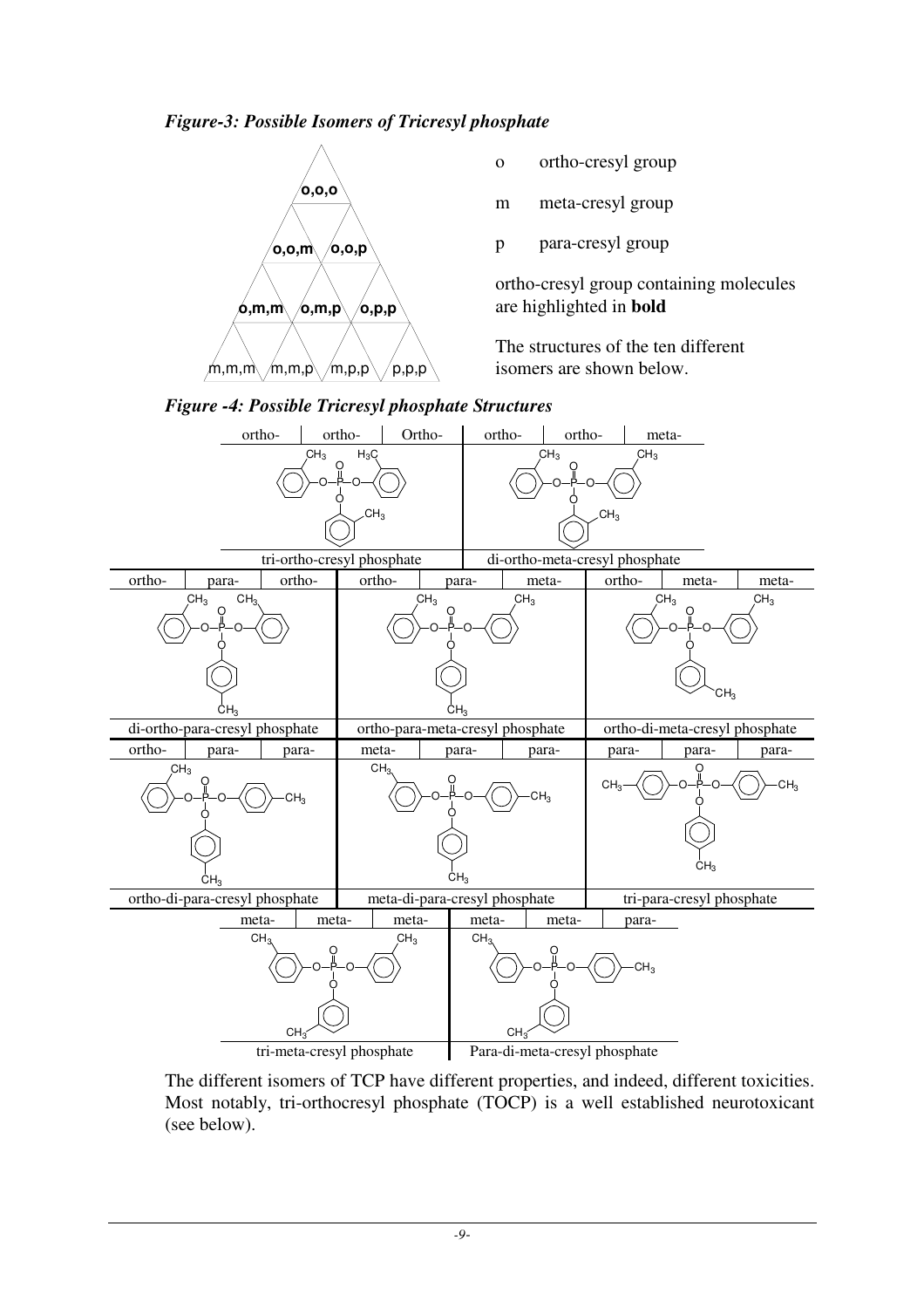***Figure-3: Possible Isomers of Tricresyl phosphate***

**o,o,o**

**o,o,m** **o,o,p**

**o,m,m** **o,m,p** **o,p,p**

m,m,m m,m,p m,p,p p,p,p

o ortho-cresyl group

m meta-cresyl group

p para-cresyl group

ortho-cresyl group containing molecules are highlighted in **bold**

The structures of the ten different isomers are shown below.

***Figure -4: Possible Tricresyl phosphate Structures***

| Groups | Name |
| --- | --- |
| ortho- ortho- Ortho- | tri-ortho-cresyl phosphate |
| ortho- ortho- meta- | di-ortho-meta-cresyl phosphate |
| ortho- para- ortho- | di-ortho-para-cresyl phosphate |
| ortho- para- meta- | ortho-para-meta-cresyl phosphate |
| ortho- meta- meta- | ortho-di-meta-cresyl phosphate |
| ortho- para- para- | ortho-di-para-cresyl phosphate |
| meta- para- para- | meta-di-para-cresyl phosphate |
| para- para- para- | tri-para-cresyl phosphate |
| meta- meta- meta- | tri-meta-cresyl phosphate |
| meta- meta- para- | Para-di-meta-cresyl phosphate |

The different isomers of TCP have different properties, and indeed, different toxicities. Most notably, tri-orthocresyl phosphate (TOCP) is a well established neurotoxicant (see below).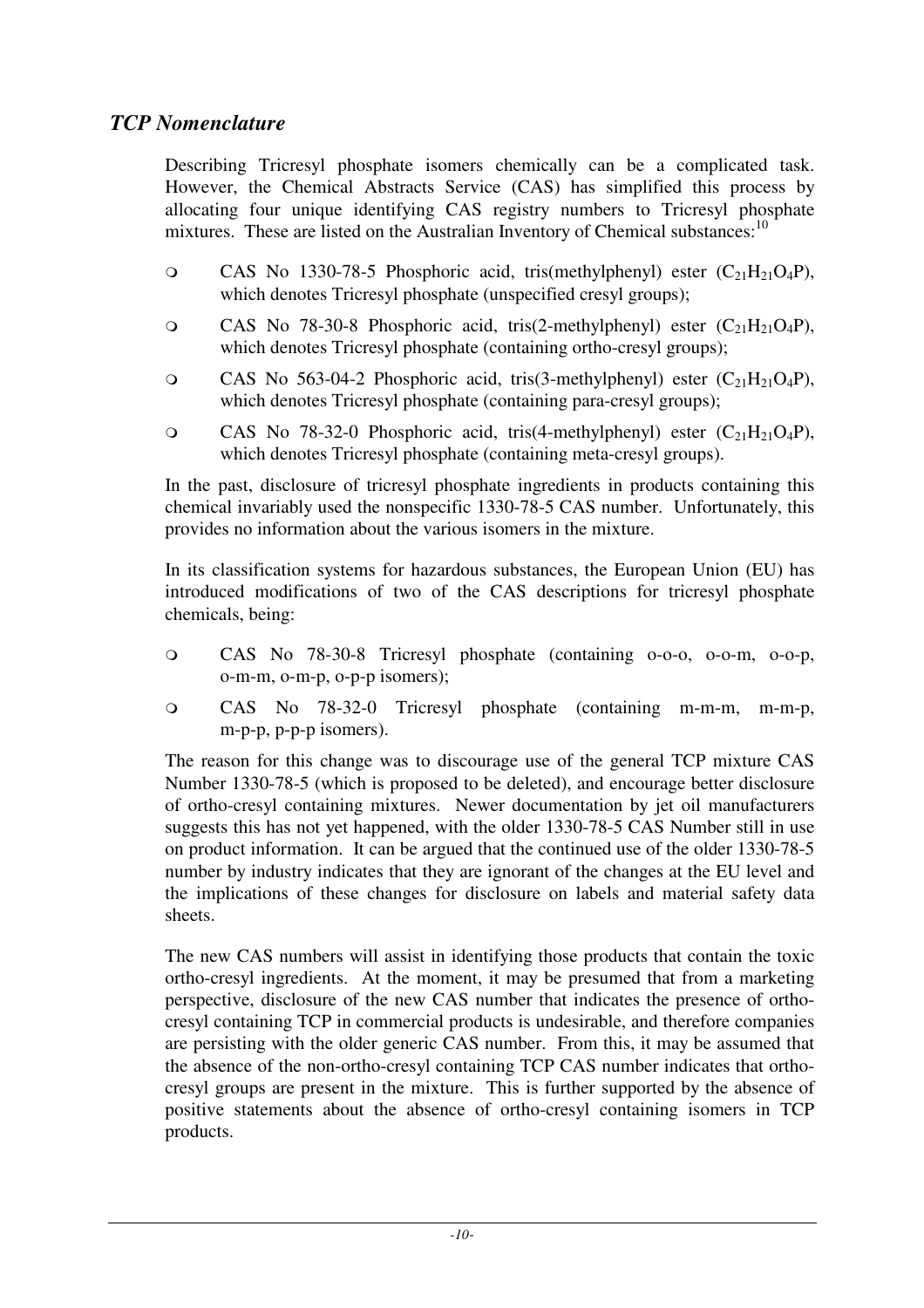## *TCP Nomenclature*

Describing Tricresyl phosphate isomers chemically can be a complicated task. However, the Chemical Abstracts Service (CAS) has simplified this process by allocating four unique identifying CAS registry numbers to Tricresyl phosphate mixtures. These are listed on the Australian Inventory of Chemical substances:[10]

- CAS No 1330-78-5 Phosphoric acid, tris(methylphenyl) ester ($C_{21}H_{21}O_4P$), which denotes Tricresyl phosphate (unspecified cresyl groups);
- CAS No 78-30-8 Phosphoric acid, tris(2-methylphenyl) ester ($C_{21}H_{21}O_4P$), which denotes Tricresyl phosphate (containing ortho-cresyl groups);
- CAS No 563-04-2 Phosphoric acid, tris(3-methylphenyl) ester ($C_{21}H_{21}O_4P$), which denotes Tricresyl phosphate (containing para-cresyl groups);
- CAS No 78-32-0 Phosphoric acid, tris(4-methylphenyl) ester ($C_{21}H_{21}O_4P$), which denotes Tricresyl phosphate (containing meta-cresyl groups).

In the past, disclosure of tricresyl phosphate ingredients in products containing this chemical invariably used the nonspecific 1330-78-5 CAS number. Unfortunately, this provides no information about the various isomers in the mixture.

In its classification systems for hazardous substances, the European Union (EU) has introduced modifications of two of the CAS descriptions for tricresyl phosphate chemicals, being:

- CAS No 78-30-8 Tricresyl phosphate (containing o-o-o, o-o-m, o-o-p, o-m-m, o-m-p, o-p-p isomers);
- CAS No 78-32-0 Tricresyl phosphate (containing m-m-m, m-m-p, m-p-p, p-p-p isomers).

The reason for this change was to discourage use of the general TCP mixture CAS Number 1330-78-5 (which is proposed to be deleted), and encourage better disclosure of ortho-cresyl containing mixtures. Newer documentation by jet oil manufacturers suggests this has not yet happened, with the older 1330-78-5 CAS Number still in use on product information. It can be argued that the continued use of the older 1330-78-5 number by industry indicates that they are ignorant of the changes at the EU level and the implications of these changes for disclosure on labels and material safety data sheets.

The new CAS numbers will assist in identifying those products that contain the toxic ortho-cresyl ingredients. At the moment, it may be presumed that from a marketing perspective, disclosure of the new CAS number that indicates the presence of ortho-cresyl containing TCP in commercial products is undesirable, and therefore companies are persisting with the older generic CAS number. From this, it may be assumed that the absence of the non-ortho-cresyl containing TCP CAS number indicates that ortho-cresyl groups are present in the mixture. This is further supported by the absence of positive statements about the absence of ortho-cresyl containing isomers in TCP products.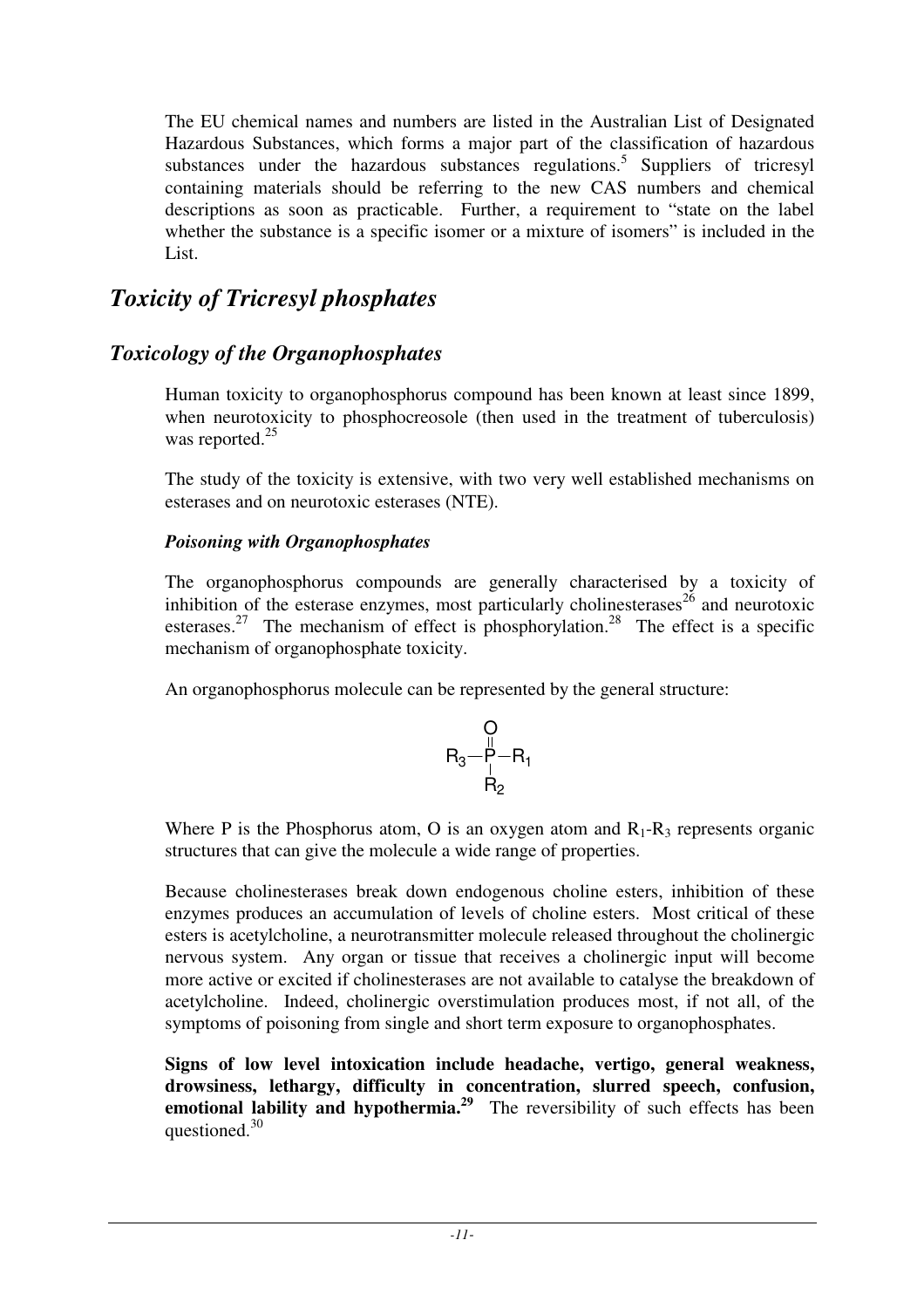The EU chemical names and numbers are listed in the Australian List of Designated Hazardous Substances, which forms a major part of the classification of hazardous substances under the hazardous substances regulations.[5] Suppliers of tricresyl containing materials should be referring to the new CAS numbers and chemical descriptions as soon as practicable. Further, a requirement to "state on the label whether the substance is a specific isomer or a mixture of isomers" is included in the List.

# *Toxicity of Tricresyl phosphates*

## *Toxicology of the Organophosphates*

Human toxicity to organophosphorus compound has been known at least since 1899, when neurotoxicity to phosphocreosole (then used in the treatment of tuberculosis) was reported.[25]

The study of the toxicity is extensive, with two very well established mechanisms on esterases and on neurotoxic esterases (NTE).

### *Poisoning with Organophosphates*

The organophosphorus compounds are generally characterised by a toxicity of inhibition of the esterase enzymes, most particularly cholinesterases[26] and neurotoxic esterases.[27] The mechanism of effect is phosphorylation.[28] The effect is a specific mechanism of organophosphate toxicity.

An organophosphorus molecule can be represented by the general structure:

$$R_3-\overset{\displaystyle O}{\overset{\|}{P}}-R_1 \quad (\text{with } R_2 \text{ bonded below P})$$

Where P is the Phosphorus atom, O is an oxygen atom and $R_1$-$R_3$ represents organic structures that can give the molecule a wide range of properties.

Because cholinesterases break down endogenous choline esters, inhibition of these enzymes produces an accumulation of levels of choline esters. Most critical of these esters is acetylcholine, a neurotransmitter molecule released throughout the cholinergic nervous system. Any organ or tissue that receives a cholinergic input will become more active or excited if cholinesterases are not available to catalyse the breakdown of acetylcholine. Indeed, cholinergic overstimulation produces most, if not all, of the symptoms of poisoning from single and short term exposure to organophosphates.

**Signs of low level intoxication include headache, vertigo, general weakness, drowsiness, lethargy, difficulty in concentration, slurred speech, confusion, emotional lability and hypothermia.[29]** The reversibility of such effects has been questioned.[30]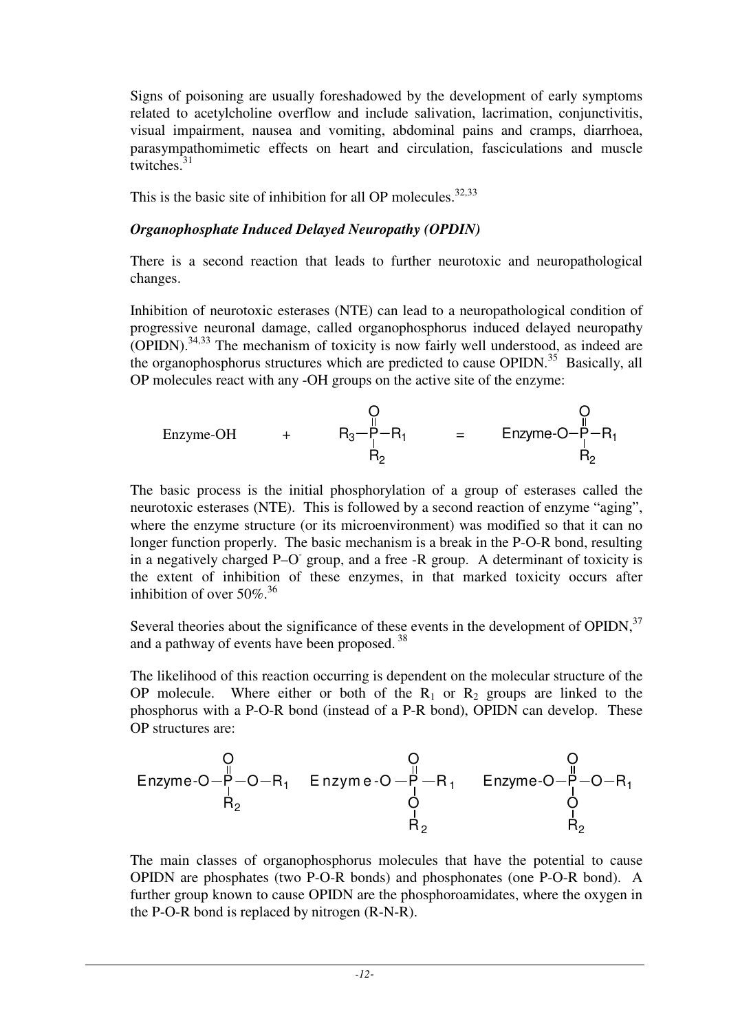Signs of poisoning are usually foreshadowed by the development of early symptoms related to acetylcholine overflow and include salivation, lacrimation, conjunctivitis, visual impairment, nausea and vomiting, abdominal pains and cramps, diarrhoea, parasympathomimetic effects on heart and circulation, fasciculations and muscle twitches.[31]

This is the basic site of inhibition for all OP molecules.[32,33]

***Organophosphate Induced Delayed Neuropathy (OPDIN)***

There is a second reaction that leads to further neurotoxic and neuropathological changes.

Inhibition of neurotoxic esterases (NTE) can lead to a neuropathological condition of progressive neuronal damage, called organophosphorus induced delayed neuropathy (OPIDN).[34,33] The mechanism of toxicity is now fairly well understood, as indeed are the organophosphorus structures which are predicted to cause OPIDN.[35] Basically, all OP molecules react with any -OH groups on the active site of the enzyme:

$$\text{Enzyme-OH} \quad + \quad R_3-\overset{\overset{\displaystyle O}{\|}}{\underset{\underset{\displaystyle R_2}{|}}{P}}-R_1 \quad = \quad \text{Enzyme-O}-\overset{\overset{\displaystyle O}{\|}}{\underset{\underset{\displaystyle R_2}{|}}{P}}-R_1$$

The basic process is the initial phosphorylation of a group of esterases called the neurotoxic esterases (NTE). This is followed by a second reaction of enzyme "aging", where the enzyme structure (or its microenvironment) was modified so that it can no longer function properly. The basic mechanism is a break in the P-O-R bond, resulting in a negatively charged P–O$^-$ group, and a free -R group. A determinant of toxicity is the extent of inhibition of these enzymes, in that marked toxicity occurs after inhibition of over 50%.[36]

Several theories about the significance of these events in the development of OPIDN,[37] and a pathway of events have been proposed.[38]

The likelihood of this reaction occurring is dependent on the molecular structure of the OP molecule. Where either or both of the $R_1$ or $R_2$ groups are linked to the phosphorus with a P-O-R bond (instead of a P-R bond), OPIDN can develop. These OP structures are:

$$\text{Enzyme-O}-\overset{\overset{\displaystyle O}{\|}}{\underset{\underset{\displaystyle R_2}{|}}{P}}-O-R_1 \qquad \text{Enzyme-O}-\overset{\overset{\displaystyle O}{\|}}{\underset{\underset{\underset{\displaystyle R_2}{|}}{\displaystyle O}}{P}}-R_1 \qquad \text{Enzyme-O}-\overset{\overset{\displaystyle O}{\|}}{\underset{\underset{\underset{\displaystyle R_2}{|}}{\displaystyle O}}{P}}-O-R_1$$

The main classes of organophosphorus molecules that have the potential to cause OPIDN are phosphates (two P-O-R bonds) and phosphonates (one P-O-R bond). A further group known to cause OPIDN are the phosphoroamidates, where the oxygen in the P-O-R bond is replaced by nitrogen (R-N-R).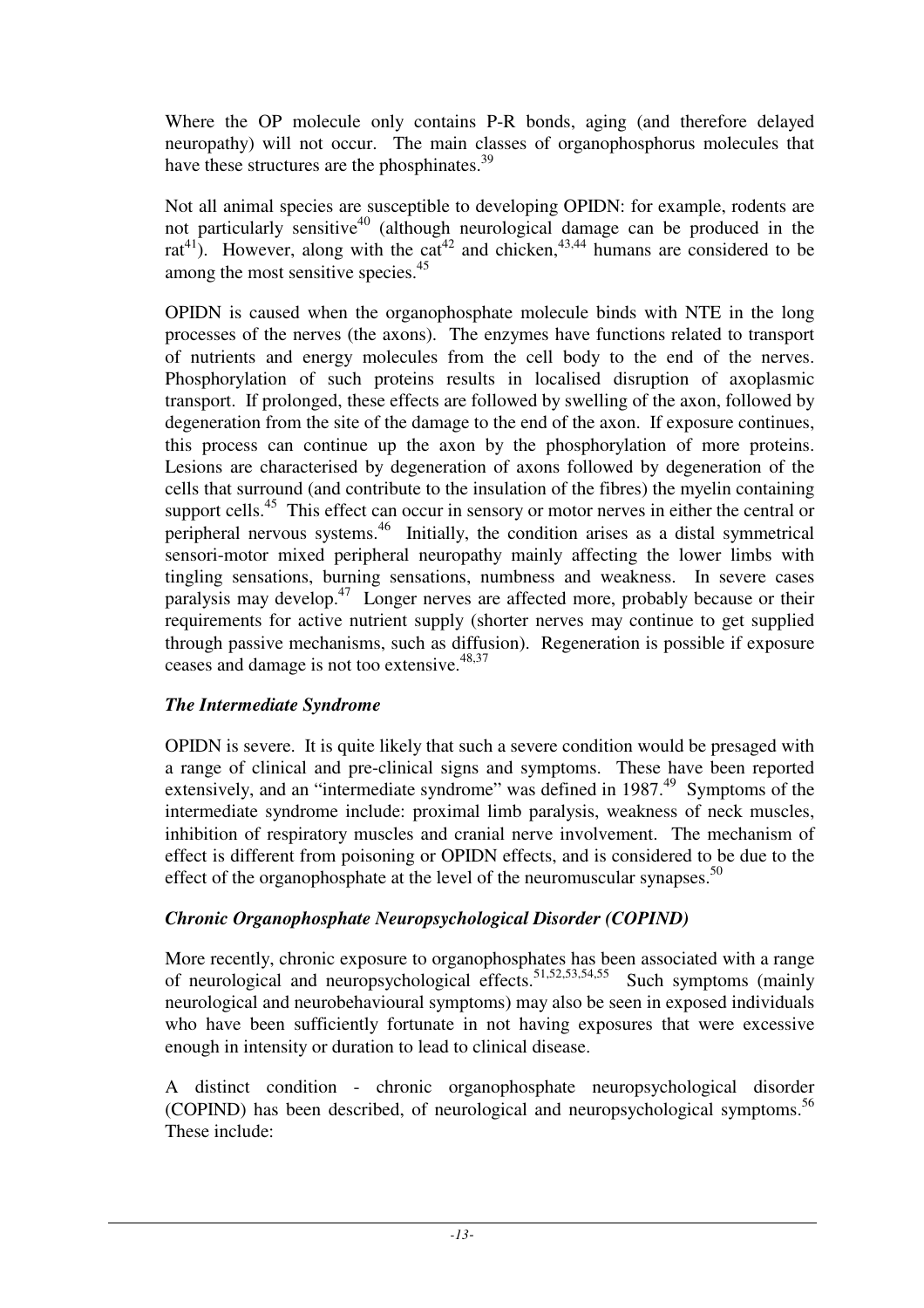Where the OP molecule only contains P-R bonds, aging (and therefore delayed neuropathy) will not occur. The main classes of organophosphorus molecules that have these structures are the phosphinates.[39]

Not all animal species are susceptible to developing OPIDN: for example, rodents are not particularly sensitive[40] (although neurological damage can be produced in the rat[41]). However, along with the cat[42] and chicken,[43,44] humans are considered to be among the most sensitive species.[45]

OPIDN is caused when the organophosphate molecule binds with NTE in the long processes of the nerves (the axons). The enzymes have functions related to transport of nutrients and energy molecules from the cell body to the end of the nerves. Phosphorylation of such proteins results in localised disruption of axoplasmic transport. If prolonged, these effects are followed by swelling of the axon, followed by degeneration from the site of the damage to the end of the axon. If exposure continues, this process can continue up the axon by the phosphorylation of more proteins. Lesions are characterised by degeneration of axons followed by degeneration of the cells that surround (and contribute to the insulation of the fibres) the myelin containing support cells.[45] This effect can occur in sensory or motor nerves in either the central or peripheral nervous systems.[46] Initially, the condition arises as a distal symmetrical sensori-motor mixed peripheral neuropathy mainly affecting the lower limbs with tingling sensations, burning sensations, numbness and weakness. In severe cases paralysis may develop.[47] Longer nerves are affected more, probably because or their requirements for active nutrient supply (shorter nerves may continue to get supplied through passive mechanisms, such as diffusion). Regeneration is possible if exposure ceases and damage is not too extensive.[48,37]

### *The Intermediate Syndrome*

OPIDN is severe. It is quite likely that such a severe condition would be presaged with a range of clinical and pre-clinical signs and symptoms. These have been reported extensively, and an "intermediate syndrome" was defined in 1987.[49] Symptoms of the intermediate syndrome include: proximal limb paralysis, weakness of neck muscles, inhibition of respiratory muscles and cranial nerve involvement. The mechanism of effect is different from poisoning or OPIDN effects, and is considered to be due to the effect of the organophosphate at the level of the neuromuscular synapses.[50]

### *Chronic Organophosphate Neuropsychological Disorder (COPIND)*

More recently, chronic exposure to organophosphates has been associated with a range of neurological and neuropsychological effects.[51,52,53,54,55] Such symptoms (mainly neurological and neurobehavioural symptoms) may also be seen in exposed individuals who have been sufficiently fortunate in not having exposures that were excessive enough in intensity or duration to lead to clinical disease.

A distinct condition - chronic organophosphate neuropsychological disorder (COPIND) has been described, of neurological and neuropsychological symptoms.[56] These include: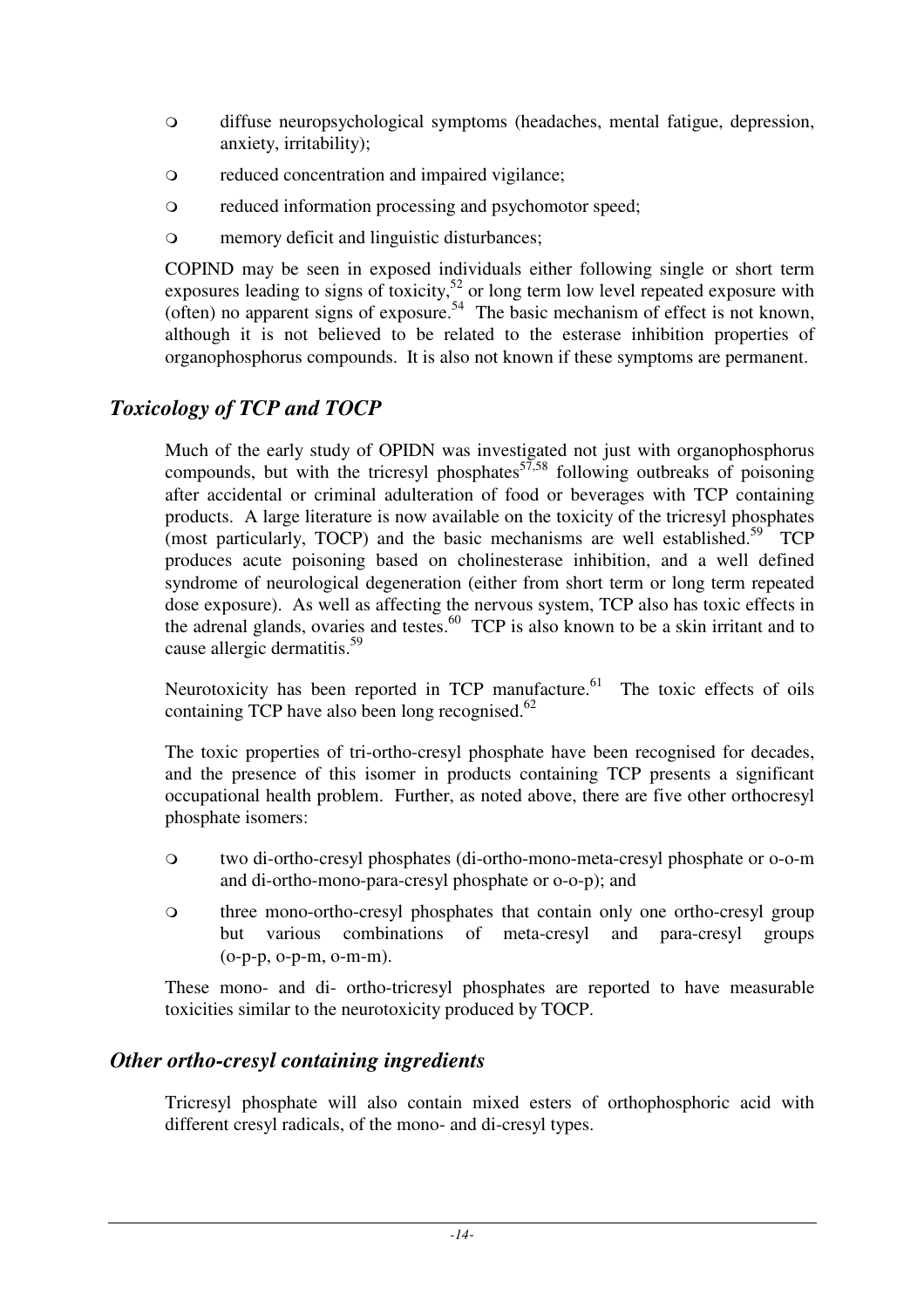- diffuse neuropsychological symptoms (headaches, mental fatigue, depression, anxiety, irritability);
- reduced concentration and impaired vigilance;
- reduced information processing and psychomotor speed;
- memory deficit and linguistic disturbances;

COPIND may be seen in exposed individuals either following single or short term exposures leading to signs of toxicity,[52] or long term low level repeated exposure with (often) no apparent signs of exposure.[54] The basic mechanism of effect is not known, although it is not believed to be related to the esterase inhibition properties of organophosphorus compounds. It is also not known if these symptoms are permanent.

## *Toxicology of TCP and TOCP*

Much of the early study of OPIDN was investigated not just with organophosphorus compounds, but with the tricresyl phosphates[57,58] following outbreaks of poisoning after accidental or criminal adulteration of food or beverages with TCP containing products. A large literature is now available on the toxicity of the tricresyl phosphates (most particularly, TOCP) and the basic mechanisms are well established.[59] TCP produces acute poisoning based on cholinesterase inhibition, and a well defined syndrome of neurological degeneration (either from short term or long term repeated dose exposure). As well as affecting the nervous system, TCP also has toxic effects in the adrenal glands, ovaries and testes.[60] TCP is also known to be a skin irritant and to cause allergic dermatitis.[59]

Neurotoxicity has been reported in TCP manufacture.[61] The toxic effects of oils containing TCP have also been long recognised.[62]

The toxic properties of tri-ortho-cresyl phosphate have been recognised for decades, and the presence of this isomer in products containing TCP presents a significant occupational health problem. Further, as noted above, there are five other orthocresyl phosphate isomers:

- two di-ortho-cresyl phosphates (di-ortho-mono-meta-cresyl phosphate or o-o-m and di-ortho-mono-para-cresyl phosphate or o-o-p); and
- three mono-ortho-cresyl phosphates that contain only one ortho-cresyl group but various combinations of meta-cresyl and para-cresyl groups (o-p-p, o-p-m, o-m-m).

These mono- and di- ortho-tricresyl phosphates are reported to have measurable toxicities similar to the neurotoxicity produced by TOCP.

## *Other ortho-cresyl containing ingredients*

Tricresyl phosphate will also contain mixed esters of orthophosphoric acid with different cresyl radicals, of the mono- and di-cresyl types.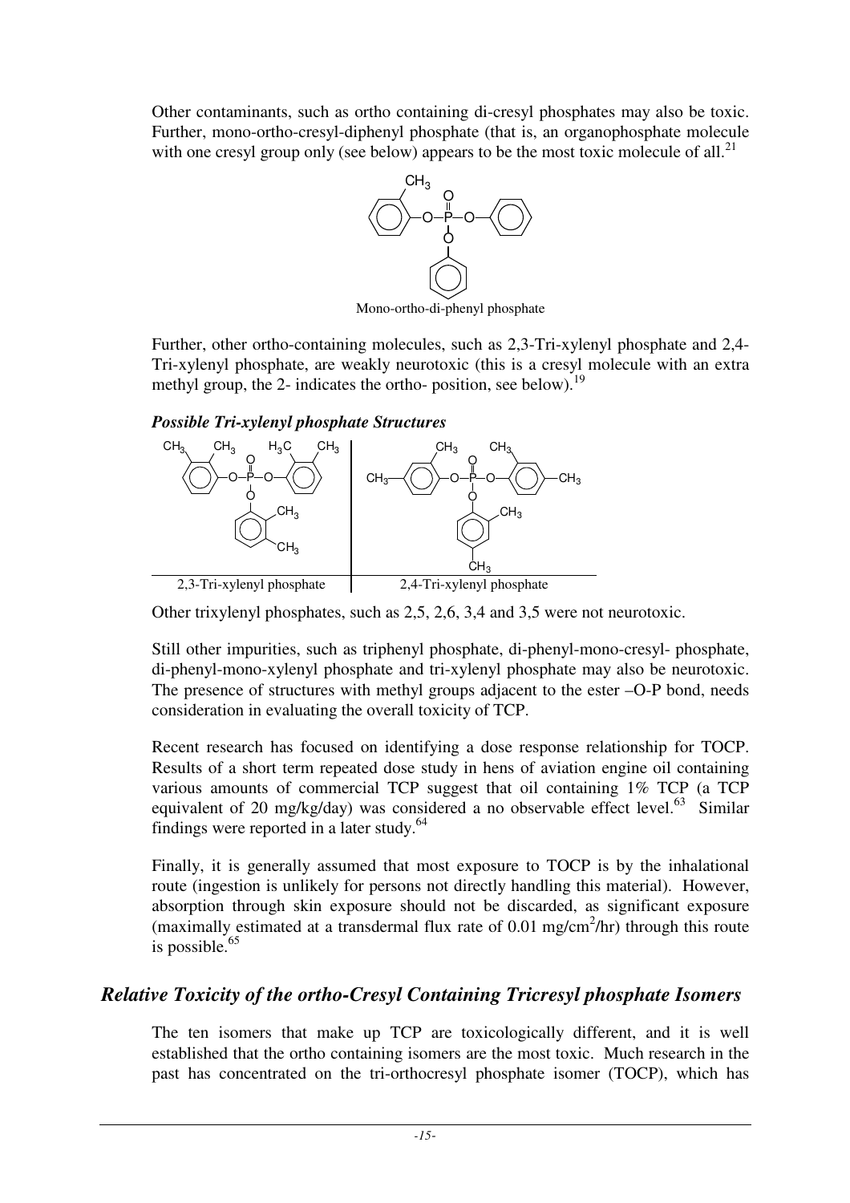Other contaminants, such as ortho containing di-cresyl phosphates may also be toxic. Further, mono-ortho-cresyl-diphenyl phosphate (that is, an organophosphate molecule with one cresyl group only (see below) appears to be the most toxic molecule of all.[21]

Mono-ortho-di-phenyl phosphate

Further, other ortho-containing molecules, such as 2,3-Tri-xylenyl phosphate and 2,4-Tri-xylenyl phosphate, are weakly neurotoxic (this is a cresyl molecule with an extra methyl group, the 2- indicates the ortho- position, see below).[19]

***Possible Tri-xylenyl phosphate Structures***

| 2,3-Tri-xylenyl phosphate | 2,4-Tri-xylenyl phosphate |
|---|---|

Other trixylenyl phosphates, such as 2,5, 2,6, 3,4 and 3,5 were not neurotoxic.

Still other impurities, such as triphenyl phosphate, di-phenyl-mono-cresyl- phosphate, di-phenyl-mono-xylenyl phosphate and tri-xylenyl phosphate may also be neurotoxic. The presence of structures with methyl groups adjacent to the ester –O-P bond, needs consideration in evaluating the overall toxicity of TCP.

Recent research has focused on identifying a dose response relationship for TOCP. Results of a short term repeated dose study in hens of aviation engine oil containing various amounts of commercial TCP suggest that oil containing 1% TCP (a TCP equivalent of 20 mg/kg/day) was considered a no observable effect level.[63] Similar findings were reported in a later study.[64]

Finally, it is generally assumed that most exposure to TOCP is by the inhalational route (ingestion is unlikely for persons not directly handling this material). However, absorption through skin exposure should not be discarded, as significant exposure (maximally estimated at a transdermal flux rate of 0.01 $mg/cm^2/hr$) through this route is possible.[65]

## *Relative Toxicity of the ortho-Cresyl Containing Tricresyl phosphate Isomers*

The ten isomers that make up TCP are toxicologically different, and it is well established that the ortho containing isomers are the most toxic. Much research in the past has concentrated on the tri-orthocresyl phosphate isomer (TOCP), which has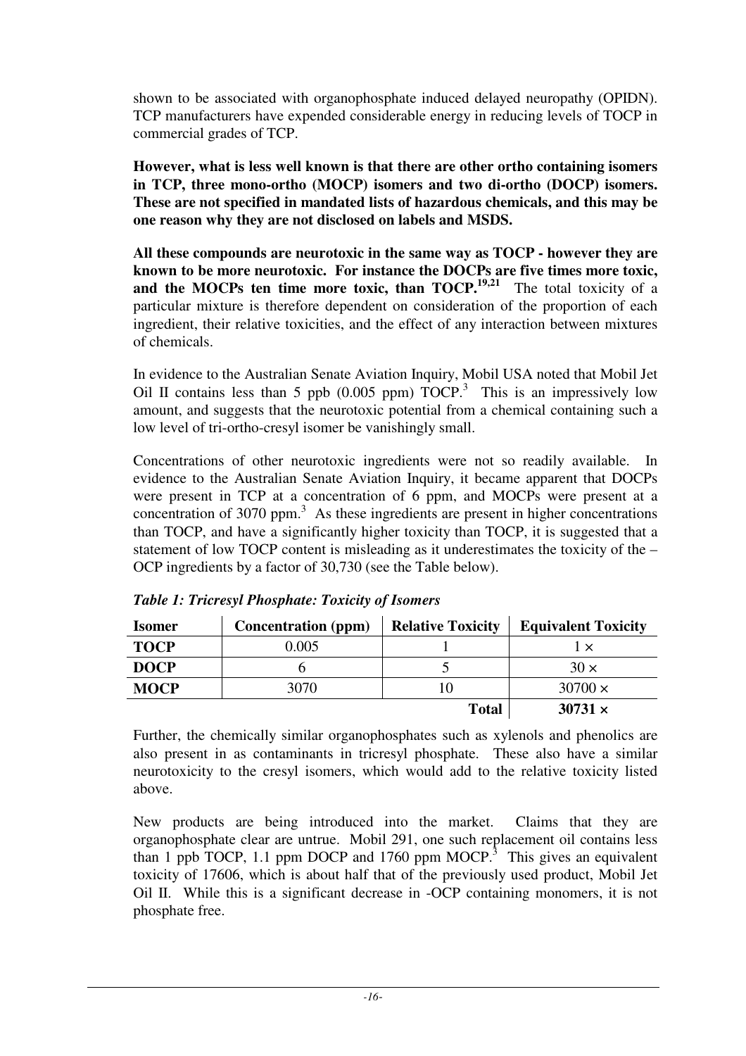shown to be associated with organophosphate induced delayed neuropathy (OPIDN). TCP manufacturers have expended considerable energy in reducing levels of TOCP in commercial grades of TCP.

**However, what is less well known is that there are other ortho containing isomers in TCP, three mono-ortho (MOCP) isomers and two di-ortho (DOCP) isomers. These are not specified in mandated lists of hazardous chemicals, and this may be one reason why they are not disclosed on labels and MSDS.**

**All these compounds are neurotoxic in the same way as TOCP - however they are known to be more neurotoxic. For instance the DOCPs are five times more toxic, and the MOCPs ten time more toxic, than TOCP.[19,21]** The total toxicity of a particular mixture is therefore dependent on consideration of the proportion of each ingredient, their relative toxicities, and the effect of any interaction between mixtures of chemicals.

In evidence to the Australian Senate Aviation Inquiry, Mobil USA noted that Mobil Jet Oil II contains less than 5 ppb (0.005 ppm) TOCP.[3] This is an impressively low amount, and suggests that the neurotoxic potential from a chemical containing such a low level of tri-ortho-cresyl isomer be vanishingly small.

Concentrations of other neurotoxic ingredients were not so readily available. In evidence to the Australian Senate Aviation Inquiry, it became apparent that DOCPs were present in TCP at a concentration of 6 ppm, and MOCPs were present at a concentration of 3070 ppm.[3] As these ingredients are present in higher concentrations than TOCP, and have a significantly higher toxicity than TOCP, it is suggested that a statement of low TOCP content is misleading as it underestimates the toxicity of the –OCP ingredients by a factor of 30,730 (see the Table below).

*Table 1: Tricresyl Phosphate: Toxicity of Isomers*

| Isomer | Concentration (ppm) | Relative Toxicity | Equivalent Toxicity |
|---|---|---|---|
| **TOCP** | 0.005 | 1 | 1 × |
| **DOCP** | 6 | 5 | 30 × |
| **MOCP** | 3070 | 10 | 30700 × |
| | | **Total** | **30731 ×** |

Further, the chemically similar organophosphates such as xylenols and phenolics are also present in as contaminants in tricresyl phosphate. These also have a similar neurotoxicity to the cresyl isomers, which would add to the relative toxicity listed above.

New products are being introduced into the market. Claims that they are organophosphate clear are untrue. Mobil 291, one such replacement oil contains less than 1 ppb TOCP, 1.1 ppm DOCP and 1760 ppm MOCP.[3] This gives an equivalent toxicity of 17606, which is about half that of the previously used product, Mobil Jet Oil II. While this is a significant decrease in -OCP containing monomers, it is not phosphate free.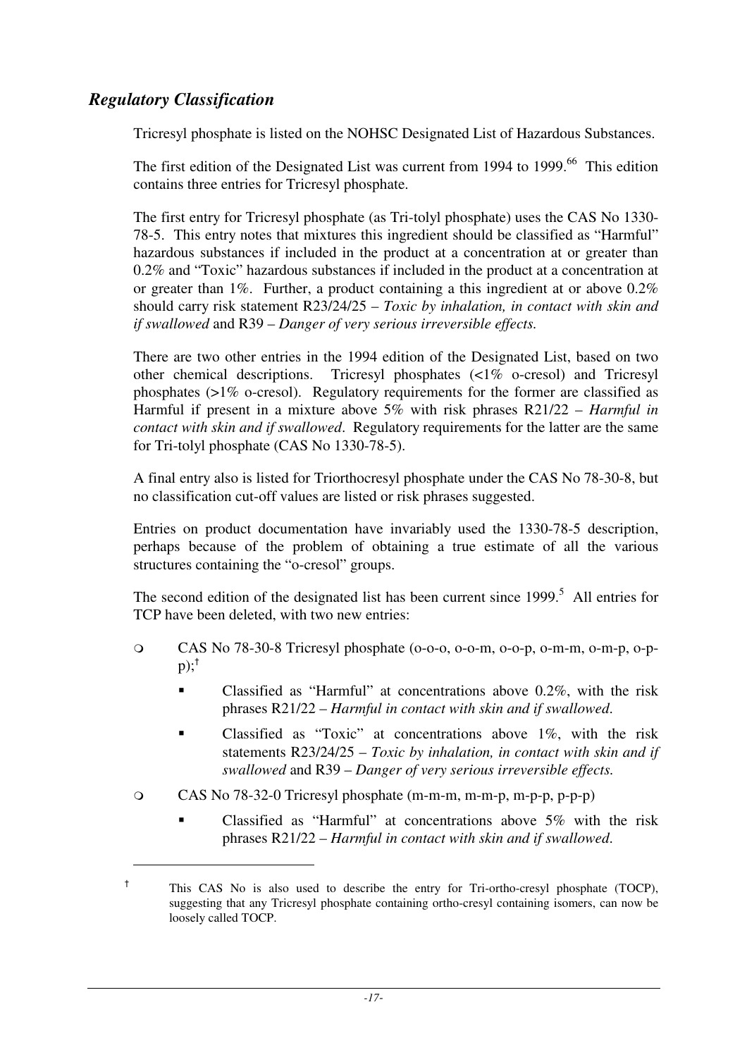## *Regulatory Classification*

Tricresyl phosphate is listed on the NOHSC Designated List of Hazardous Substances.

The first edition of the Designated List was current from 1994 to 1999.[66] This edition contains three entries for Tricresyl phosphate.

The first entry for Tricresyl phosphate (as Tri-tolyl phosphate) uses the CAS No 1330-78-5. This entry notes that mixtures this ingredient should be classified as "Harmful" hazardous substances if included in the product at a concentration at or greater than 0.2% and "Toxic" hazardous substances if included in the product at a concentration at or greater than 1%. Further, a product containing a this ingredient at or above 0.2% should carry risk statement R23/24/25 – *Toxic by inhalation, in contact with skin and if swallowed* and R39 – *Danger of very serious irreversible effects.*

There are two other entries in the 1994 edition of the Designated List, based on two other chemical descriptions. Tricresyl phosphates (<1% o-cresol) and Tricresyl phosphates (>1% o-cresol). Regulatory requirements for the former are classified as Harmful if present in a mixture above 5% with risk phrases R21/22 – *Harmful in contact with skin and if swallowed*. Regulatory requirements for the latter are the same for Tri-tolyl phosphate (CAS No 1330-78-5).

A final entry also is listed for Triorthocresyl phosphate under the CAS No 78-30-8, but no classification cut-off values are listed or risk phrases suggested.

Entries on product documentation have invariably used the 1330-78-5 description, perhaps because of the problem of obtaining a true estimate of all the various structures containing the "o-cresol" groups.

The second edition of the designated list has been current since 1999.[5] All entries for TCP have been deleted, with two new entries:

- CAS No 78-30-8 Tricresyl phosphate (o-o-o, o-o-m, o-o-p, o-m-m, o-m-p, o-p-p);[†]
  - Classified as "Harmful" at concentrations above 0.2%, with the risk phrases R21/22 – *Harmful in contact with skin and if swallowed.*
  - Classified as "Toxic" at concentrations above 1%, with the risk statements R23/24/25 – *Toxic by inhalation, in contact with skin and if swallowed* and R39 – *Danger of very serious irreversible effects.*
- CAS No 78-32-0 Tricresyl phosphate (m-m-m, m-m-p, m-p-p, p-p-p)
  - Classified as "Harmful" at concentrations above 5% with the risk phrases R21/22 – *Harmful in contact with skin and if swallowed.*

---

[†] This CAS No is also used to describe the entry for Tri-ortho-cresyl phosphate (TOCP), suggesting that any Tricresyl phosphate containing ortho-cresyl containing isomers, can now be loosely called TOCP.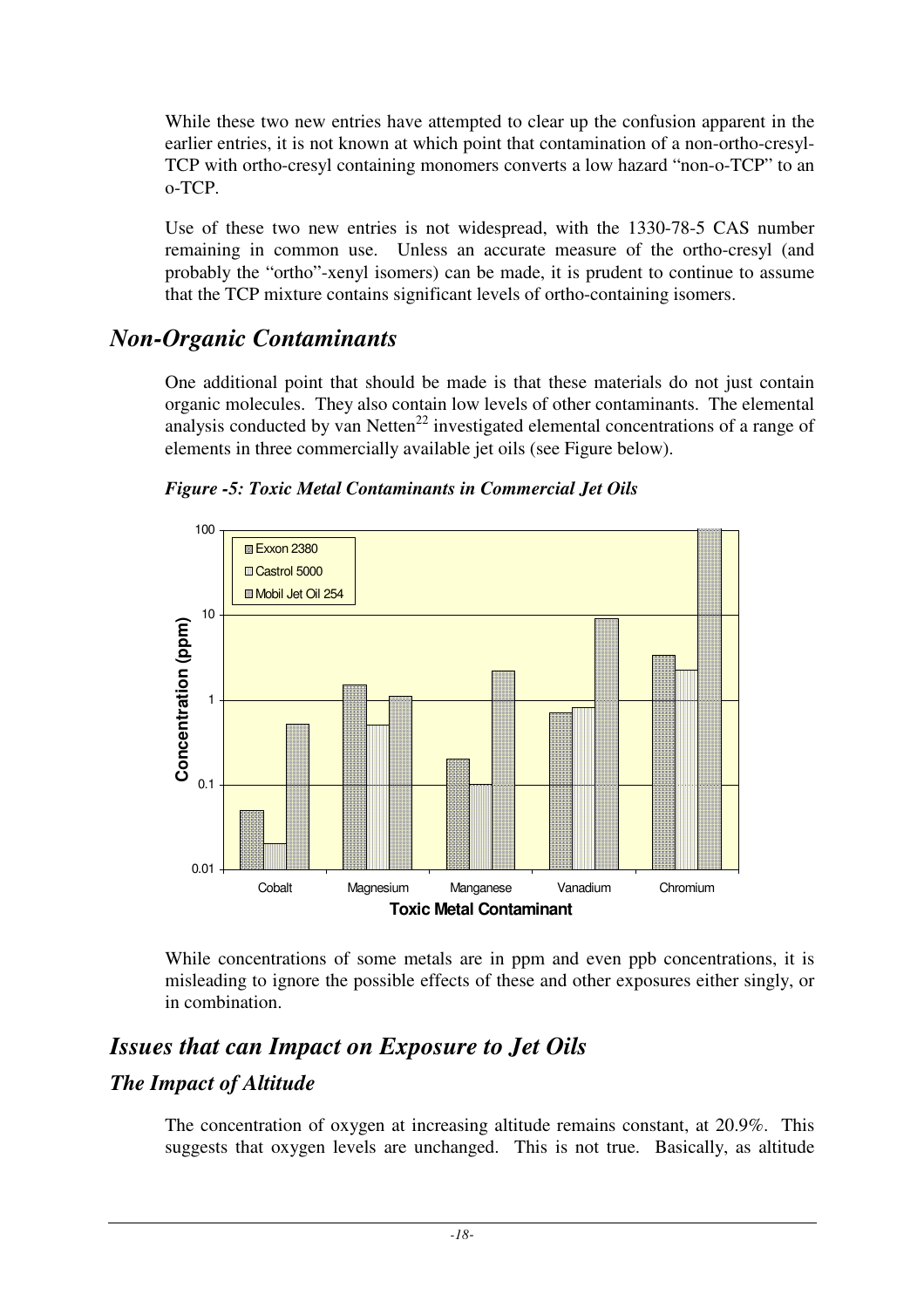While these two new entries have attempted to clear up the confusion apparent in the earlier entries, it is not known at which point that contamination of a non-ortho-cresyl-TCP with ortho-cresyl containing monomers converts a low hazard "non-o-TCP" to an o-TCP.

Use of these two new entries is not widespread, with the 1330-78-5 CAS number remaining in common use. Unless an accurate measure of the ortho-cresyl (and probably the "ortho"-xenyl isomers) can be made, it is prudent to continue to assume that the TCP mixture contains significant levels of ortho-containing isomers.

## *Non-Organic Contaminants*

One additional point that should be made is that these materials do not just contain organic molecules. They also contain low levels of other contaminants. The elemental analysis conducted by van Netten[22] investigated elemental concentrations of a range of elements in three commercially available jet oils (see Figure below).

***Figure -5: Toxic Metal Contaminants in Commercial Jet Oils***

While concentrations of some metals are in ppm and even ppb concentrations, it is misleading to ignore the possible effects of these and other exposures either singly, or in combination.

## *Issues that can Impact on Exposure to Jet Oils*

### *The Impact of Altitude*

The concentration of oxygen at increasing altitude remains constant, at 20.9%. This suggests that oxygen levels are unchanged. This is not true. Basically, as altitude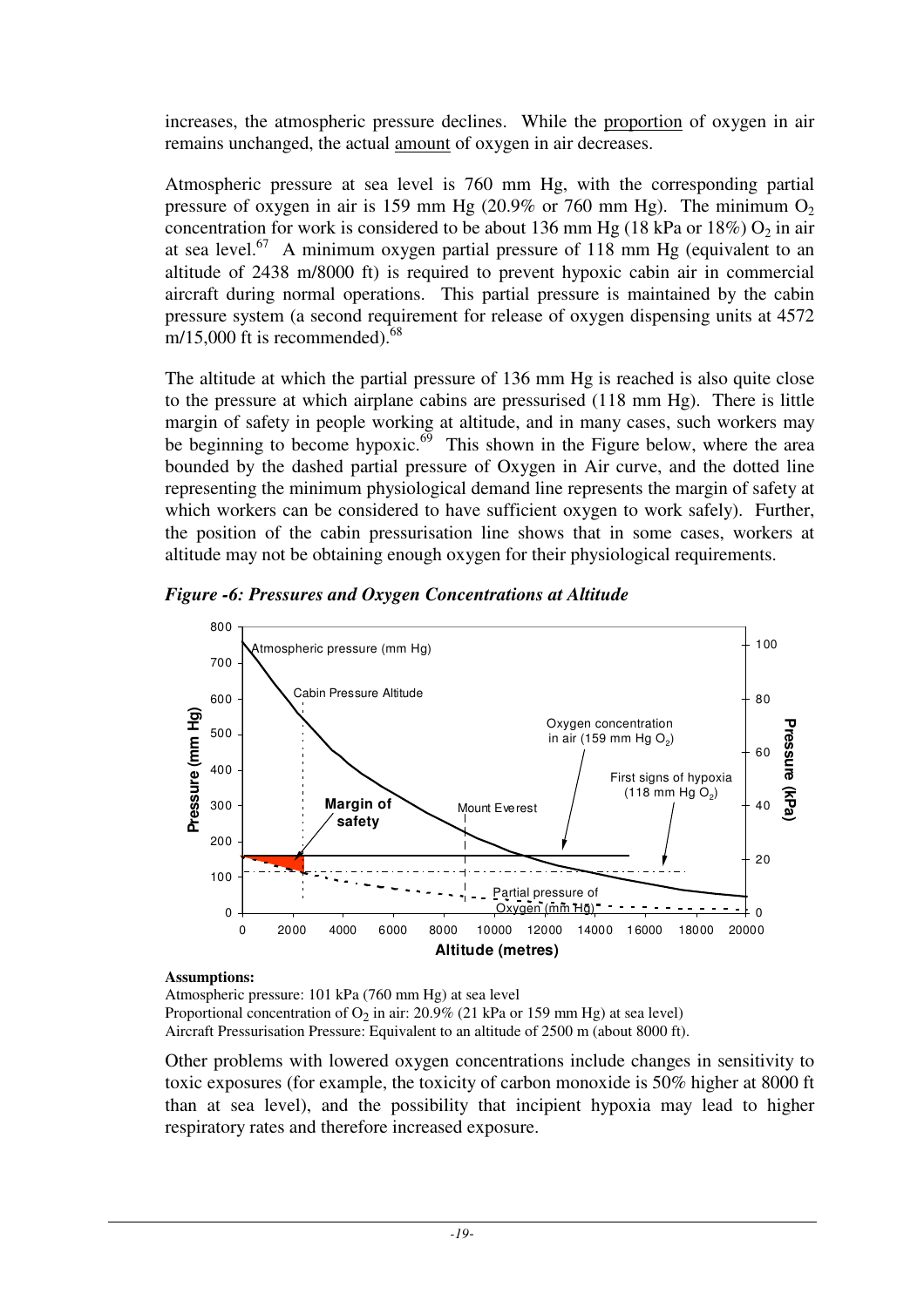increases, the atmospheric pressure declines. While the proportion of oxygen in air remains unchanged, the actual amount of oxygen in air decreases.

Atmospheric pressure at sea level is 760 mm Hg, with the corresponding partial pressure of oxygen in air is 159 mm Hg (20.9% or 760 mm Hg). The minimum $O_2$ concentration for work is considered to be about 136 mm Hg (18 kPa or 18%) $O_2$ in air at sea level.[67] A minimum oxygen partial pressure of 118 mm Hg (equivalent to an altitude of 2438 m/8000 ft) is required to prevent hypoxic cabin air in commercial aircraft during normal operations. This partial pressure is maintained by the cabin pressure system (a second requirement for release of oxygen dispensing units at 4572 m/15,000 ft is recommended).[68]

The altitude at which the partial pressure of 136 mm Hg is reached is also quite close to the pressure at which airplane cabins are pressurised (118 mm Hg). There is little margin of safety in people working at altitude, and in many cases, such workers may be beginning to become hypoxic.[69] This shown in the Figure below, where the area bounded by the dashed partial pressure of Oxygen in Air curve, and the dotted line representing the minimum physiological demand line represents the margin of safety at which workers can be considered to have sufficient oxygen to work safely). Further, the position of the cabin pressurisation line shows that in some cases, workers at altitude may not be obtaining enough oxygen for their physiological requirements.

***Figure -6: Pressures and Oxygen Concentrations at Altitude***

**Assumptions:**
Atmospheric pressure: 101 kPa (760 mm Hg) at sea level
Proportional concentration of $O_2$ in air: 20.9% (21 kPa or 159 mm Hg) at sea level)
Aircraft Pressurisation Pressure: Equivalent to an altitude of 2500 m (about 8000 ft).

Other problems with lowered oxygen concentrations include changes in sensitivity to toxic exposures (for example, the toxicity of carbon monoxide is 50% higher at 8000 ft than at sea level), and the possibility that incipient hypoxia may lead to higher respiratory rates and therefore increased exposure.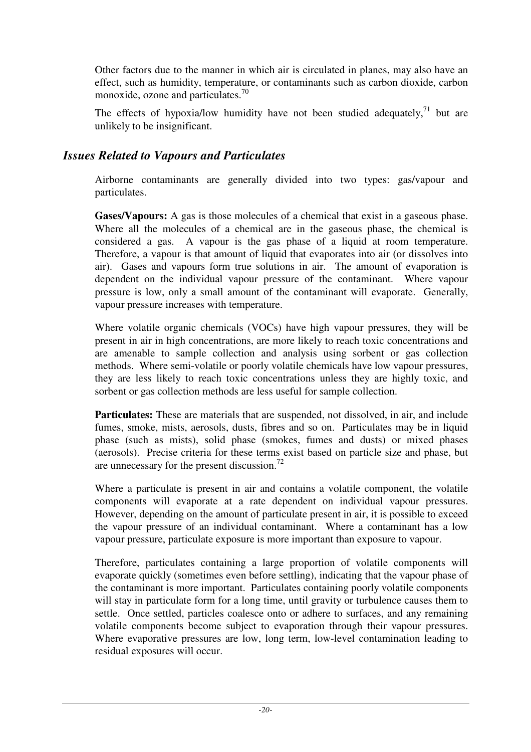Other factors due to the manner in which air is circulated in planes, may also have an effect, such as humidity, temperature, or contaminants such as carbon dioxide, carbon monoxide, ozone and particulates.[70]

The effects of hypoxia/low humidity have not been studied adequately,[71] but are unlikely to be insignificant.

## *Issues Related to Vapours and Particulates*

Airborne contaminants are generally divided into two types: gas/vapour and particulates.

**Gases/Vapours:** A gas is those molecules of a chemical that exist in a gaseous phase. Where all the molecules of a chemical are in the gaseous phase, the chemical is considered a gas. A vapour is the gas phase of a liquid at room temperature. Therefore, a vapour is that amount of liquid that evaporates into air (or dissolves into air). Gases and vapours form true solutions in air. The amount of evaporation is dependent on the individual vapour pressure of the contaminant. Where vapour pressure is low, only a small amount of the contaminant will evaporate. Generally, vapour pressure increases with temperature.

Where volatile organic chemicals (VOCs) have high vapour pressures, they will be present in air in high concentrations, are more likely to reach toxic concentrations and are amenable to sample collection and analysis using sorbent or gas collection methods. Where semi-volatile or poorly volatile chemicals have low vapour pressures, they are less likely to reach toxic concentrations unless they are highly toxic, and sorbent or gas collection methods are less useful for sample collection.

**Particulates:** These are materials that are suspended, not dissolved, in air, and include fumes, smoke, mists, aerosols, dusts, fibres and so on. Particulates may be in liquid phase (such as mists), solid phase (smokes, fumes and dusts) or mixed phases (aerosols). Precise criteria for these terms exist based on particle size and phase, but are unnecessary for the present discussion.[72]

Where a particulate is present in air and contains a volatile component, the volatile components will evaporate at a rate dependent on individual vapour pressures. However, depending on the amount of particulate present in air, it is possible to exceed the vapour pressure of an individual contaminant. Where a contaminant has a low vapour pressure, particulate exposure is more important than exposure to vapour.

Therefore, particulates containing a large proportion of volatile components will evaporate quickly (sometimes even before settling), indicating that the vapour phase of the contaminant is more important. Particulates containing poorly volatile components will stay in particulate form for a long time, until gravity or turbulence causes them to settle. Once settled, particles coalesce onto or adhere to surfaces, and any remaining volatile components become subject to evaporation through their vapour pressures. Where evaporative pressures are low, long term, low-level contamination leading to residual exposures will occur.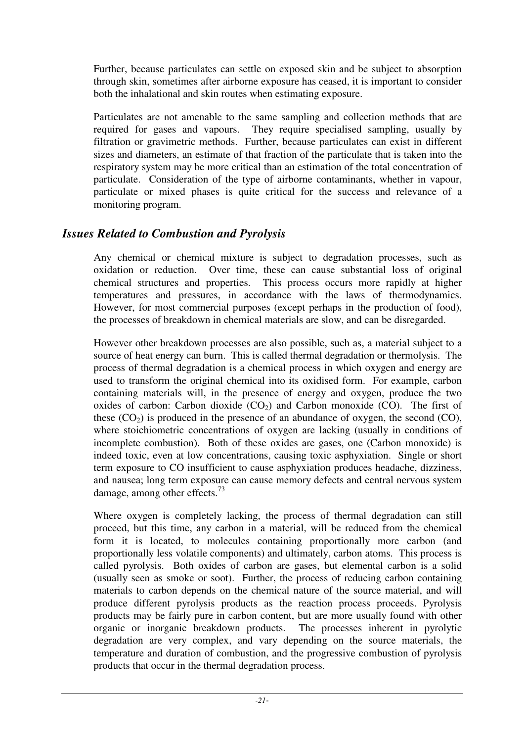Further, because particulates can settle on exposed skin and be subject to absorption through skin, sometimes after airborne exposure has ceased, it is important to consider both the inhalational and skin routes when estimating exposure.

Particulates are not amenable to the same sampling and collection methods that are required for gases and vapours. They require specialised sampling, usually by filtration or gravimetric methods. Further, because particulates can exist in different sizes and diameters, an estimate of that fraction of the particulate that is taken into the respiratory system may be more critical than an estimation of the total concentration of particulate. Consideration of the type of airborne contaminants, whether in vapour, particulate or mixed phases is quite critical for the success and relevance of a monitoring program.

## *Issues Related to Combustion and Pyrolysis*

Any chemical or chemical mixture is subject to degradation processes, such as oxidation or reduction. Over time, these can cause substantial loss of original chemical structures and properties. This process occurs more rapidly at higher temperatures and pressures, in accordance with the laws of thermodynamics. However, for most commercial purposes (except perhaps in the production of food), the processes of breakdown in chemical materials are slow, and can be disregarded.

However other breakdown processes are also possible, such as, a material subject to a source of heat energy can burn. This is called thermal degradation or thermolysis. The process of thermal degradation is a chemical process in which oxygen and energy are used to transform the original chemical into its oxidised form. For example, carbon containing materials will, in the presence of energy and oxygen, produce the two oxides of carbon: Carbon dioxide ($CO_2$) and Carbon monoxide (CO). The first of these ($CO_2$) is produced in the presence of an abundance of oxygen, the second (CO), where stoichiometric concentrations of oxygen are lacking (usually in conditions of incomplete combustion). Both of these oxides are gases, one (Carbon monoxide) is indeed toxic, even at low concentrations, causing toxic asphyxiation. Single or short term exposure to CO insufficient to cause asphyxiation produces headache, dizziness, and nausea; long term exposure can cause memory defects and central nervous system damage, among other effects.[73]

Where oxygen is completely lacking, the process of thermal degradation can still proceed, but this time, any carbon in a material, will be reduced from the chemical form it is located, to molecules containing proportionally more carbon (and proportionally less volatile components) and ultimately, carbon atoms. This process is called pyrolysis. Both oxides of carbon are gases, but elemental carbon is a solid (usually seen as smoke or soot). Further, the process of reducing carbon containing materials to carbon depends on the chemical nature of the source material, and will produce different pyrolysis products as the reaction process proceeds. Pyrolysis products may be fairly pure in carbon content, but are more usually found with other organic or inorganic breakdown products. The processes inherent in pyrolytic degradation are very complex, and vary depending on the source materials, the temperature and duration of combustion, and the progressive combustion of pyrolysis products that occur in the thermal degradation process.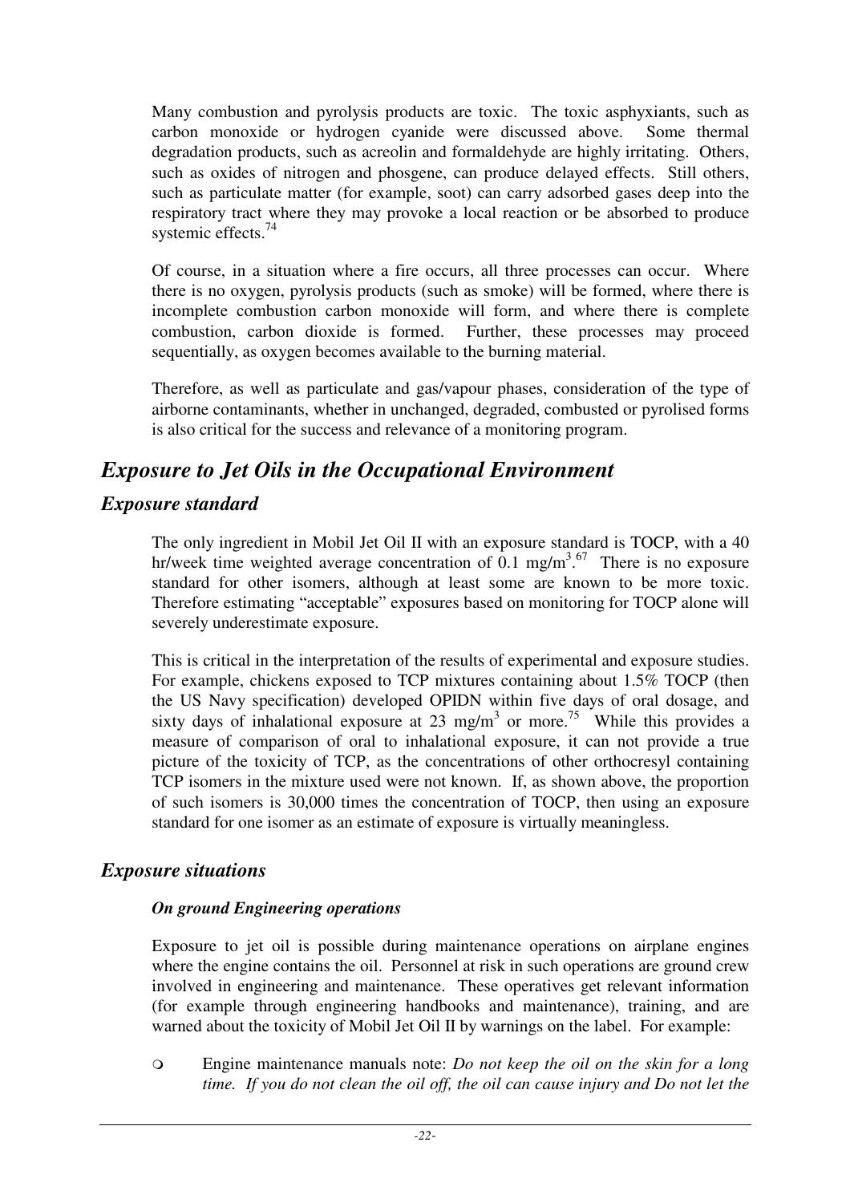Many combustion and pyrolysis products are toxic. The toxic asphyxiants, such as carbon monoxide or hydrogen cyanide were discussed above. Some thermal degradation products, such as acreolin and formaldehyde are highly irritating. Others, such as oxides of nitrogen and phosgene, can produce delayed effects. Still others, such as particulate matter (for example, soot) can carry adsorbed gases deep into the respiratory tract where they may provoke a local reaction or be absorbed to produce systemic effects.[74]

Of course, in a situation where a fire occurs, all three processes can occur. Where there is no oxygen, pyrolysis products (such as smoke) will be formed, where there is incomplete combustion carbon monoxide will form, and where there is complete combustion, carbon dioxide is formed. Further, these processes may proceed sequentially, as oxygen becomes available to the burning material.

Therefore, as well as particulate and gas/vapour phases, consideration of the type of airborne contaminants, whether in unchanged, degraded, combusted or pyrolised forms is also critical for the success and relevance of a monitoring program.

## *Exposure to Jet Oils in the Occupational Environment*

### *Exposure standard*

The only ingredient in Mobil Jet Oil II with an exposure standard is TOCP, with a 40 hr/week time weighted average concentration of 0.1 mg/m$^3$.[67] There is no exposure standard for other isomers, although at least some are known to be more toxic. Therefore estimating "acceptable" exposures based on monitoring for TOCP alone will severely underestimate exposure.

This is critical in the interpretation of the results of experimental and exposure studies. For example, chickens exposed to TCP mixtures containing about 1.5% TOCP (then the US Navy specification) developed OPIDN within five days of oral dosage, and sixty days of inhalational exposure at 23 mg/m$^3$ or more.[75] While this provides a measure of comparison of oral to inhalational exposure, it can not provide a true picture of the toxicity of TCP, as the concentrations of other orthocresyl containing TCP isomers in the mixture used were not known. If, as shown above, the proportion of such isomers is 30,000 times the concentration of TOCP, then using an exposure standard for one isomer as an estimate of exposure is virtually meaningless.

### *Exposure situations*

#### ***On ground Engineering operations***

Exposure to jet oil is possible during maintenance operations on airplane engines where the engine contains the oil. Personnel at risk in such operations are ground crew involved in engineering and maintenance. These operatives get relevant information (for example through engineering handbooks and maintenance), training, and are warned about the toxicity of Mobil Jet Oil II by warnings on the label. For example:

- Engine maintenance manuals note: *Do not keep the oil on the skin for a long time. If you do not clean the oil off, the oil can cause injury and Do not let the*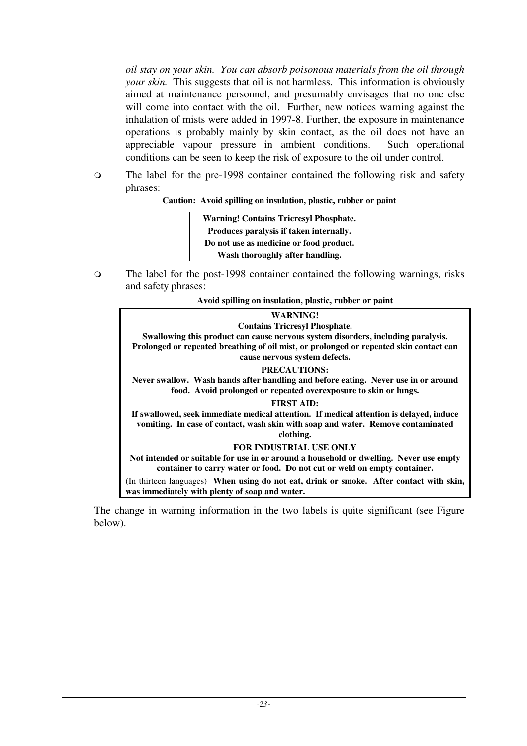*oil stay on your skin. You can absorb poisonous materials from the oil through your skin.* This suggests that oil is not harmless. This information is obviously aimed at maintenance personnel, and presumably envisages that no one else will come into contact with the oil. Further, new notices warning against the inhalation of mists were added in 1997-8. Further, the exposure in maintenance operations is probably mainly by skin contact, as the oil does not have an appreciable vapour pressure in ambient conditions. Such operational conditions can be seen to keep the risk of exposure to the oil under control.

- The label for the pre-1998 container contained the following risk and safety phrases:

**Caution: Avoid spilling on insulation, plastic, rubber or paint**

**Warning! Contains Tricresyl Phosphate.**
**Produces paralysis if taken internally.**
**Do not use as medicine or food product.**
**Wash thoroughly after handling.**

- The label for the post-1998 container contained the following warnings, risks and safety phrases:

**Avoid spilling on insulation, plastic, rubber or paint**

**WARNING!**
**Contains Tricresyl Phosphate.**
**Swallowing this product can cause nervous system disorders, including paralysis. Prolonged or repeated breathing of oil mist, or prolonged or repeated skin contact can cause nervous system defects.**

**PRECAUTIONS:**
**Never swallow. Wash hands after handling and before eating. Never use in or around food. Avoid prolonged or repeated overexposure to skin or lungs.**

**FIRST AID:**
**If swallowed, seek immediate medical attention. If medical attention is delayed, induce vomiting. In case of contact, wash skin with soap and water. Remove contaminated clothing.**

**FOR INDUSTRIAL USE ONLY**
**Not intended or suitable for use in or around a household or dwelling. Never use empty container to carry water or food. Do not cut or weld on empty container.**

(In thirteen languages) **When using do not eat, drink or smoke. After contact with skin, was immediately with plenty of soap and water.**

The change in warning information in the two labels is quite significant (see Figure below).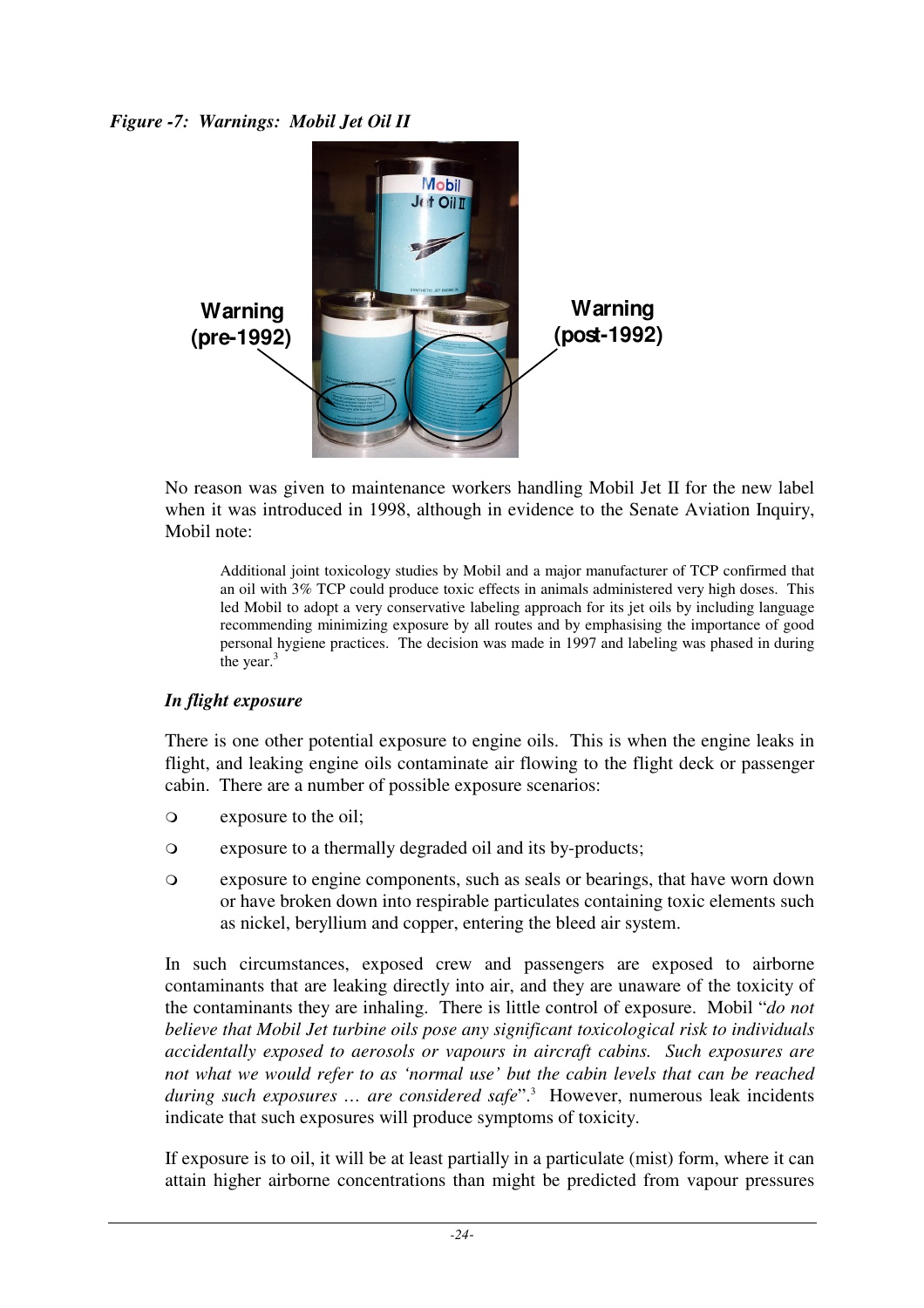*Figure -7: Warnings: Mobil Jet Oil II*

No reason was given to maintenance workers handling Mobil Jet II for the new label when it was introduced in 1998, although in evidence to the Senate Aviation Inquiry, Mobil note:

> Additional joint toxicology studies by Mobil and a major manufacturer of TCP confirmed that an oil with 3% TCP could produce toxic effects in animals administered very high doses. This led Mobil to adopt a very conservative labeling approach for its jet oils by including language recommending minimizing exposure by all routes and by emphasising the importance of good personal hygiene practices. The decision was made in 1997 and labeling was phased in during the year.[3]

### *In flight exposure*

There is one other potential exposure to engine oils. This is when the engine leaks in flight, and leaking engine oils contaminate air flowing to the flight deck or passenger cabin. There are a number of possible exposure scenarios:

- exposure to the oil;
- exposure to a thermally degraded oil and its by-products;
- exposure to engine components, such as seals or bearings, that have worn down or have broken down into respirable particulates containing toxic elements such as nickel, beryllium and copper, entering the bleed air system.

In such circumstances, exposed crew and passengers are exposed to airborne contaminants that are leaking directly into air, and they are unaware of the toxicity of the contaminants they are inhaling. There is little control of exposure. Mobil "*do not believe that Mobil Jet turbine oils pose any significant toxicological risk to individuals accidentally exposed to aerosols or vapours in aircraft cabins. Such exposures are not what we would refer to as 'normal use' but the cabin levels that can be reached during such exposures … are considered safe*".[3] However, numerous leak incidents indicate that such exposures will produce symptoms of toxicity.

If exposure is to oil, it will be at least partially in a particulate (mist) form, where it can attain higher airborne concentrations than might be predicted from vapour pressures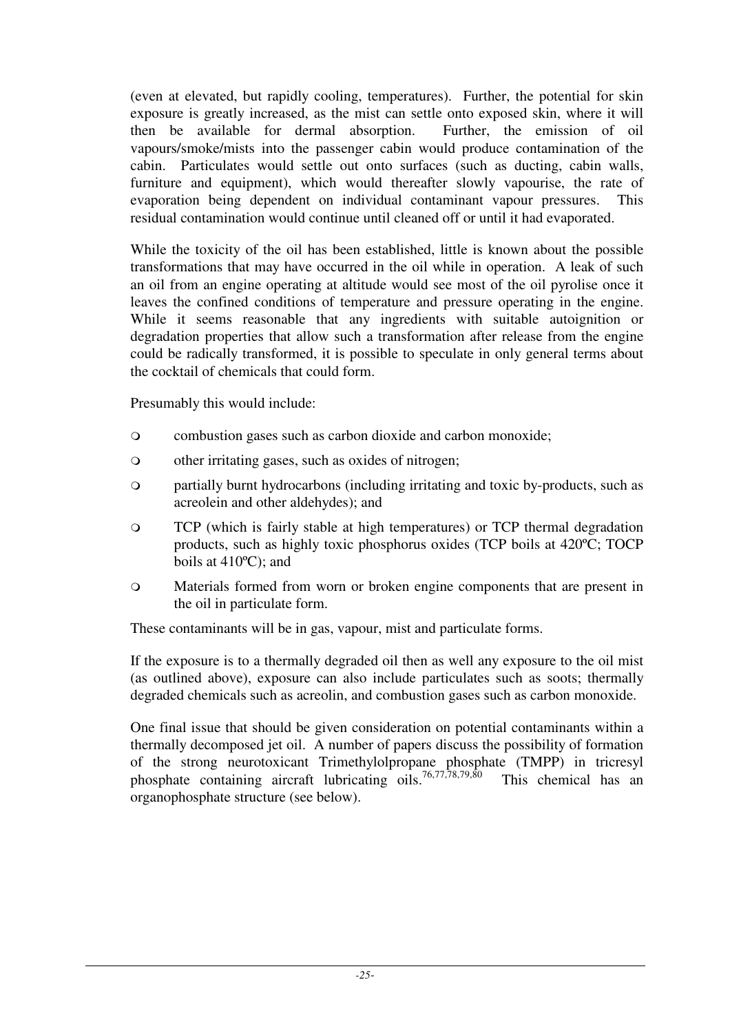(even at elevated, but rapidly cooling, temperatures). Further, the potential for skin exposure is greatly increased, as the mist can settle onto exposed skin, where it will then be available for dermal absorption. Further, the emission of oil vapours/smoke/mists into the passenger cabin would produce contamination of the cabin. Particulates would settle out onto surfaces (such as ducting, cabin walls, furniture and equipment), which would thereafter slowly vapourise, the rate of evaporation being dependent on individual contaminant vapour pressures. This residual contamination would continue until cleaned off or until it had evaporated.

While the toxicity of the oil has been established, little is known about the possible transformations that may have occurred in the oil while in operation. A leak of such an oil from an engine operating at altitude would see most of the oil pyrolise once it leaves the confined conditions of temperature and pressure operating in the engine. While it seems reasonable that any ingredients with suitable autoignition or degradation properties that allow such a transformation after release from the engine could be radically transformed, it is possible to speculate in only general terms about the cocktail of chemicals that could form.

Presumably this would include:

- combustion gases such as carbon dioxide and carbon monoxide;
- other irritating gases, such as oxides of nitrogen;
- partially burnt hydrocarbons (including irritating and toxic by-products, such as acreolein and other aldehydes); and
- TCP (which is fairly stable at high temperatures) or TCP thermal degradation products, such as highly toxic phosphorus oxides (TCP boils at 420ºC; TOCP boils at 410ºC); and
- Materials formed from worn or broken engine components that are present in the oil in particulate form.

These contaminants will be in gas, vapour, mist and particulate forms.

If the exposure is to a thermally degraded oil then as well any exposure to the oil mist (as outlined above), exposure can also include particulates such as soots; thermally degraded chemicals such as acreolin, and combustion gases such as carbon monoxide.

One final issue that should be given consideration on potential contaminants within a thermally decomposed jet oil. A number of papers discuss the possibility of formation of the strong neurotoxicant Trimethylolpropane phosphate (TMPP) in tricresyl phosphate containing aircraft lubricating oils.[76,77,78,79,80] This chemical has an organophosphate structure (see below).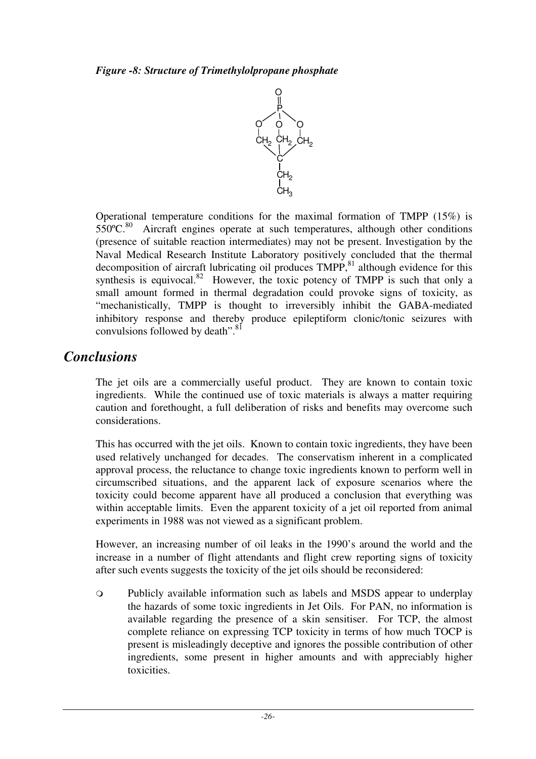*Figure -8: Structure of Trimethylolpropane phosphate*

Operational temperature conditions for the maximal formation of TMPP (15%) is 550ºC.[80] Aircraft engines operate at such temperatures, although other conditions (presence of suitable reaction intermediates) may not be present. Investigation by the Naval Medical Research Institute Laboratory positively concluded that the thermal decomposition of aircraft lubricating oil produces TMPP,[81] although evidence for this synthesis is equivocal.[82] However, the toxic potency of TMPP is such that only a small amount formed in thermal degradation could provoke signs of toxicity, as "mechanistically, TMPP is thought to irreversibly inhibit the GABA-mediated inhibitory response and thereby produce epileptiform clonic/tonic seizures with convulsions followed by death".[81]

## *Conclusions*

The jet oils are a commercially useful product. They are known to contain toxic ingredients. While the continued use of toxic materials is always a matter requiring caution and forethought, a full deliberation of risks and benefits may overcome such considerations.

This has occurred with the jet oils. Known to contain toxic ingredients, they have been used relatively unchanged for decades. The conservatism inherent in a complicated approval process, the reluctance to change toxic ingredients known to perform well in circumscribed situations, and the apparent lack of exposure scenarios where the toxicity could become apparent have all produced a conclusion that everything was within acceptable limits. Even the apparent toxicity of a jet oil reported from animal experiments in 1988 was not viewed as a significant problem.

However, an increasing number of oil leaks in the 1990's around the world and the increase in a number of flight attendants and flight crew reporting signs of toxicity after such events suggests the toxicity of the jet oils should be reconsidered:

- Publicly available information such as labels and MSDS appear to underplay the hazards of some toxic ingredients in Jet Oils. For PAN, no information is available regarding the presence of a skin sensitiser. For TCP, the almost complete reliance on expressing TCP toxicity in terms of how much TOCP is present is misleadingly deceptive and ignores the possible contribution of other ingredients, some present in higher amounts and with appreciably higher toxicities.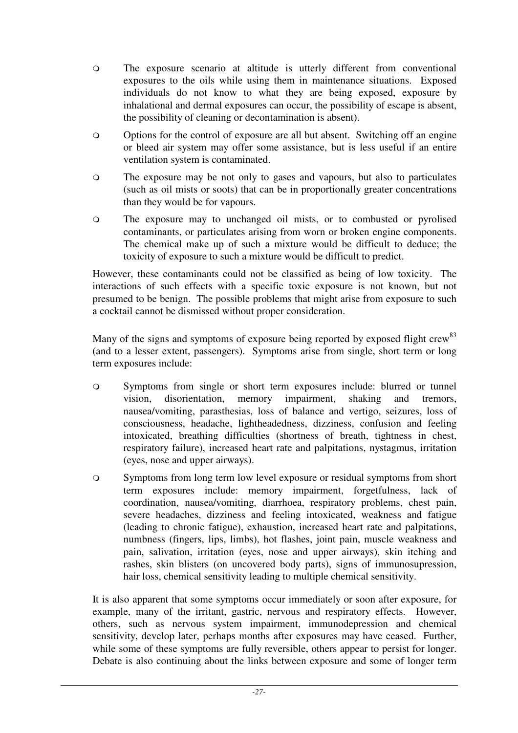- The exposure scenario at altitude is utterly different from conventional exposures to the oils while using them in maintenance situations. Exposed individuals do not know to what they are being exposed, exposure by inhalational and dermal exposures can occur, the possibility of escape is absent, the possibility of cleaning or decontamination is absent).
- Options for the control of exposure are all but absent. Switching off an engine or bleed air system may offer some assistance, but is less useful if an entire ventilation system is contaminated.
- The exposure may be not only to gases and vapours, but also to particulates (such as oil mists or soots) that can be in proportionally greater concentrations than they would be for vapours.
- The exposure may to unchanged oil mists, or to combusted or pyrolised contaminants, or particulates arising from worn or broken engine components. The chemical make up of such a mixture would be difficult to deduce; the toxicity of exposure to such a mixture would be difficult to predict.

However, these contaminants could not be classified as being of low toxicity. The interactions of such effects with a specific toxic exposure is not known, but not presumed to be benign. The possible problems that might arise from exposure to such a cocktail cannot be dismissed without proper consideration.

Many of the signs and symptoms of exposure being reported by exposed flight crew[83] (and to a lesser extent, passengers). Symptoms arise from single, short term or long term exposures include:

- Symptoms from single or short term exposures include: blurred or tunnel vision, disorientation, memory impairment, shaking and tremors, nausea/vomiting, parasthesias, loss of balance and vertigo, seizures, loss of consciousness, headache, lightheadedness, dizziness, confusion and feeling intoxicated, breathing difficulties (shortness of breath, tightness in chest, respiratory failure), increased heart rate and palpitations, nystagmus, irritation (eyes, nose and upper airways).
- Symptoms from long term low level exposure or residual symptoms from short term exposures include: memory impairment, forgetfulness, lack of coordination, nausea/vomiting, diarrhoea, respiratory problems, chest pain, severe headaches, dizziness and feeling intoxicated, weakness and fatigue (leading to chronic fatigue), exhaustion, increased heart rate and palpitations, numbness (fingers, lips, limbs), hot flashes, joint pain, muscle weakness and pain, salivation, irritation (eyes, nose and upper airways), skin itching and rashes, skin blisters (on uncovered body parts), signs of immunosupression, hair loss, chemical sensitivity leading to multiple chemical sensitivity.

It is also apparent that some symptoms occur immediately or soon after exposure, for example, many of the irritant, gastric, nervous and respiratory effects. However, others, such as nervous system impairment, immunodepression and chemical sensitivity, develop later, perhaps months after exposures may have ceased. Further, while some of these symptoms are fully reversible, others appear to persist for longer. Debate is also continuing about the links between exposure and some of longer term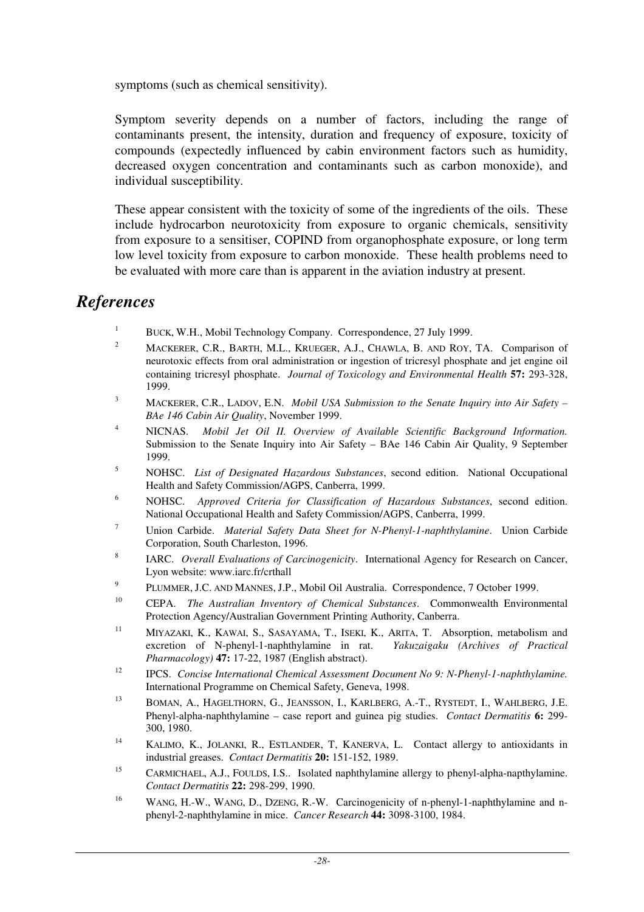symptoms (such as chemical sensitivity).

Symptom severity depends on a number of factors, including the range of contaminants present, the intensity, duration and frequency of exposure, toxicity of compounds (expectedly influenced by cabin environment factors such as humidity, decreased oxygen concentration and contaminants such as carbon monoxide), and individual susceptibility.

These appear consistent with the toxicity of some of the ingredients of the oils. These include hydrocarbon neurotoxicity from exposure to organic chemicals, sensitivity from exposure to a sensitiser, COPIND from organophosphate exposure, or long term low level toxicity from exposure to carbon monoxide. These health problems need to be evaluated with more care than is apparent in the aviation industry at present.

## *References*

1. BUCK, W.H., Mobil Technology Company. Correspondence, 27 July 1999.
2. MACKERER, C.R., BARTH, M.L., KRUEGER, A.J., CHAWLA, B. AND ROY, TA. Comparison of neurotoxic effects from oral administration or ingestion of tricresyl phosphate and jet engine oil containing tricresyl phosphate. *Journal of Toxicology and Environmental Health* **57:** 293-328, 1999.
3. MACKERER, C.R., LADOV, E.N. *Mobil USA Submission to the Senate Inquiry into Air Safety – BAe 146 Cabin Air Quality*, November 1999.
4. NICNAS. *Mobil Jet Oil II. Overview of Available Scientific Background Information.* Submission to the Senate Inquiry into Air Safety – BAe 146 Cabin Air Quality, 9 September 1999.
5. NOHSC. *List of Designated Hazardous Substances*, second edition. National Occupational Health and Safety Commission/AGPS, Canberra, 1999.
6. NOHSC. *Approved Criteria for Classification of Hazardous Substances*, second edition. National Occupational Health and Safety Commission/AGPS, Canberra, 1999.
7. Union Carbide. *Material Safety Data Sheet for N-Phenyl-1-naphthylamine*. Union Carbide Corporation, South Charleston, 1996.
8. IARC. *Overall Evaluations of Carcinogenicity*. International Agency for Research on Cancer, Lyon website: www.iarc.fr/crthall
9. PLUMMER, J.C. AND MANNES, J.P., Mobil Oil Australia. Correspondence, 7 October 1999.
10. CEPA. *The Australian Inventory of Chemical Substances*. Commonwealth Environmental Protection Agency/Australian Government Printing Authority, Canberra.
11. MIYAZAKI, K., KAWAI, S., SASAYAMA, T., ISEKI, K., ARITA, T. Absorption, metabolism and excretion of N-phenyl-1-naphthylamine in rat. *Yakuzaigaku (Archives of Practical Pharmacology)* **47:** 17-22, 1987 (English abstract).
12. IPCS. *Concise International Chemical Assessment Document No 9: N-Phenyl-1-naphthylamine.* International Programme on Chemical Safety, Geneva, 1998.
13. BOMAN, A., HAGELTHORN, G., JEANSSON, I., KARLBERG, A.-T., RYSTEDT, I., WAHLBERG, J.E. Phenyl-alpha-naphthylamine – case report and guinea pig studies. *Contact Dermatitis* **6:** 299-300, 1980.
14. KALIMO, K., JOLANKI, R., ESTLANDER, T, KANERVA, L. Contact allergy to antioxidants in industrial greases. *Contact Dermatitis* **20:** 151-152, 1989.
15. CARMICHAEL, A.J., FOULDS, I.S.. Isolated naphthylamine allergy to phenyl-alpha-napthylamine. *Contact Dermatitis* **22:** 298-299, 1990.
16. WANG, H.-W., WANG, D., DZENG, R.-W. Carcinogenicity of n-phenyl-1-naphthylamine and n-phenyl-2-naphthylamine in mice. *Cancer Research* **44:** 3098-3100, 1984.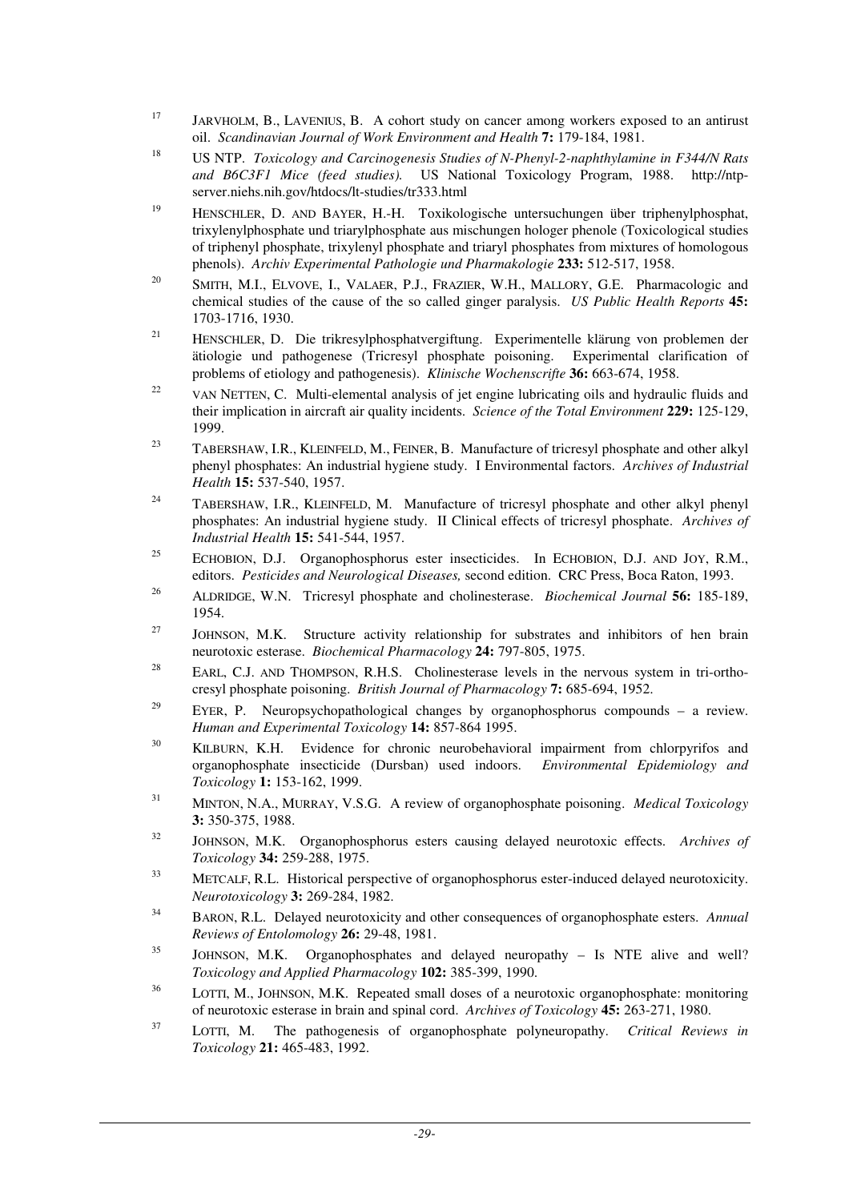17. JARVHOLM, B., LAVENIUS, B. A cohort study on cancer among workers exposed to an antirust oil. *Scandinavian Journal of Work Environment and Health* **7:** 179-184, 1981.

18. US NTP. *Toxicology and Carcinogenesis Studies of N-Phenyl-2-naphthylamine in F344/N Rats and B6C3F1 Mice (feed studies).* US National Toxicology Program, 1988. http://ntp-server.niehs.nih.gov/htdocs/lt-studies/tr333.html

19. HENSCHLER, D. AND BAYER, H.-H. Toxikologische untersuchungen über triphenylphosphat, trixylenylphosphate und triarylphosphate aus mischungen hologer phenole (Toxicological studies of triphenyl phosphate, trixylenyl phosphate and triaryl phosphates from mixtures of homologous phenols). *Archiv Experimental Pathologie und Pharmakologie* **233:** 512-517, 1958.

20. SMITH, M.I., ELVOVE, I., VALAER, P.J., FRAZIER, W.H., MALLORY, G.E. Pharmacologic and chemical studies of the cause of the so called ginger paralysis. *US Public Health Reports* **45:** 1703-1716, 1930.

21. HENSCHLER, D. Die trikresylphosphatvergiftung. Experimentelle klärung von problemen der ätiologie und pathogenese (Tricresyl phosphate poisoning. Experimental clarification of problems of etiology and pathogenesis). *Klinische Wochenscrifte* **36:** 663-674, 1958.

22. VAN NETTEN, C. Multi-elemental analysis of jet engine lubricating oils and hydraulic fluids and their implication in aircraft air quality incidents. *Science of the Total Environment* **229:** 125-129, 1999.

23. TABERSHAW, I.R., KLEINFELD, M., FEINER, B. Manufacture of tricresyl phosphate and other alkyl phenyl phosphates: An industrial hygiene study. I Environmental factors. *Archives of Industrial Health* **15:** 537-540, 1957.

24. TABERSHAW, I.R., KLEINFELD, M. Manufacture of tricresyl phosphate and other alkyl phenyl phosphates: An industrial hygiene study. II Clinical effects of tricresyl phosphate. *Archives of Industrial Health* **15:** 541-544, 1957.

25. ECHOBION, D.J. Organophosphorus ester insecticides. In ECHOBION, D.J. AND JOY, R.M., editors. *Pesticides and Neurological Diseases,* second edition. CRC Press, Boca Raton, 1993.

26. ALDRIDGE, W.N. Tricresyl phosphate and cholinesterase. *Biochemical Journal* **56:** 185-189, 1954.

27. JOHNSON, M.K. Structure activity relationship for substrates and inhibitors of hen brain neurotoxic esterase. *Biochemical Pharmacology* **24:** 797-805, 1975.

28. EARL, C.J. AND THOMPSON, R.H.S. Cholinesterase levels in the nervous system in tri-ortho-cresyl phosphate poisoning. *British Journal of Pharmacology* **7:** 685-694, 1952.

29. EYER, P. Neuropsychopathological changes by organophosphorus compounds – a review. *Human and Experimental Toxicology* **14:** 857-864 1995.

30. KILBURN, K.H. Evidence for chronic neurobehavioral impairment from chlorpyrifos and organophosphate insecticide (Dursban) used indoors. *Environmental Epidemiology and Toxicology* **1:** 153-162, 1999.

31. MINTON, N.A., MURRAY, V.S.G. A review of organophosphate poisoning. *Medical Toxicology* **3:** 350-375, 1988.

32. JOHNSON, M.K. Organophosphorus esters causing delayed neurotoxic effects. *Archives of Toxicology* **34:** 259-288, 1975.

33. METCALF, R.L. Historical perspective of organophosphorus ester-induced delayed neurotoxicity. *Neurotoxicology* **3:** 269-284, 1982.

34. BARON, R.L. Delayed neurotoxicity and other consequences of organophosphate esters. *Annual Reviews of Entolomology* **26:** 29-48, 1981.

35. JOHNSON, M.K. Organophosphates and delayed neuropathy – Is NTE alive and well? *Toxicology and Applied Pharmacology* **102:** 385-399, 1990.

36. LOTTI, M., JOHNSON, M.K. Repeated small doses of a neurotoxic organophosphate: monitoring of neurotoxic esterase in brain and spinal cord. *Archives of Toxicology* **45:** 263-271, 1980.

37. LOTTI, M. The pathogenesis of organophosphate polyneuropathy. *Critical Reviews in Toxicology* **21:** 465-483, 1992.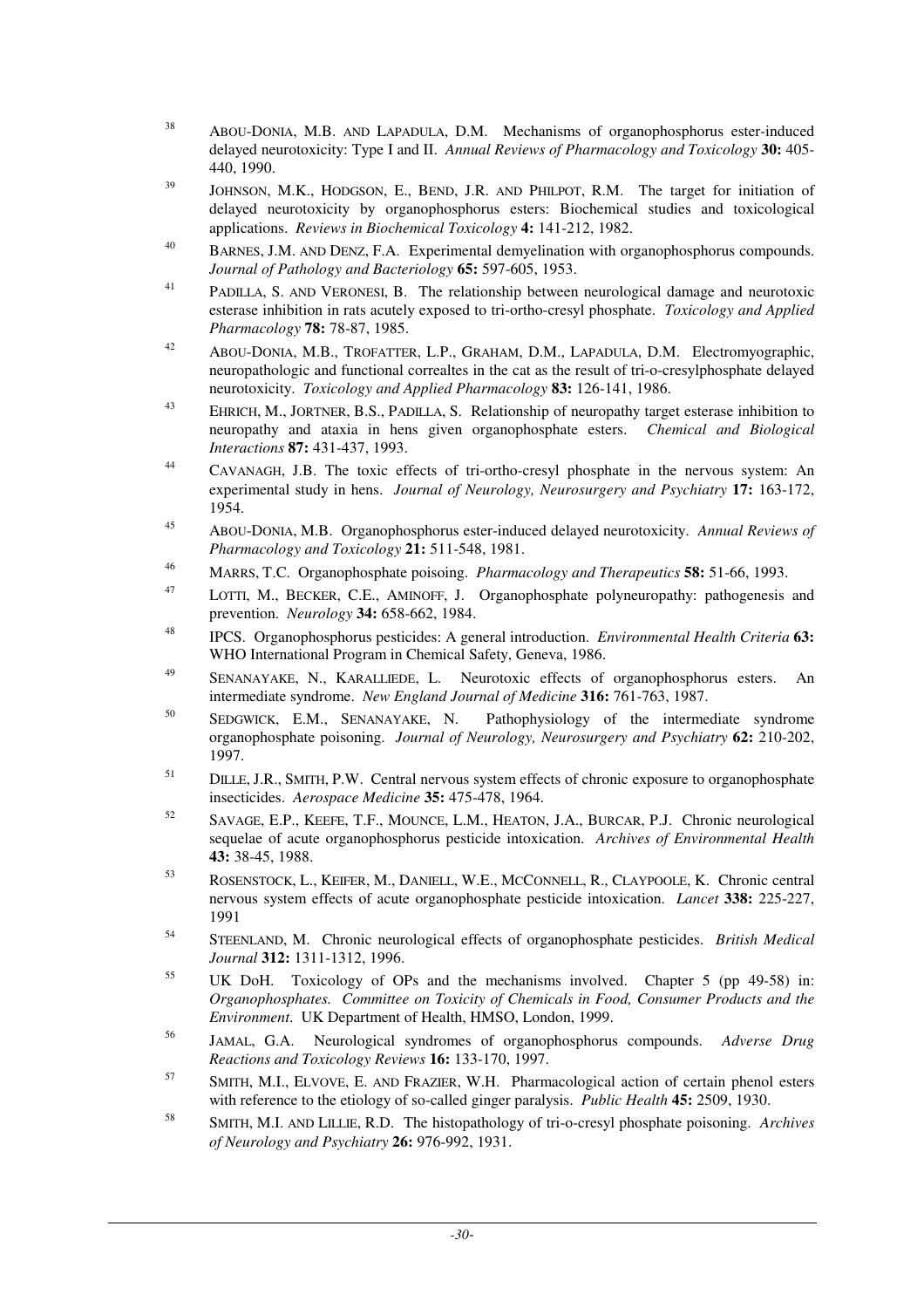38. ABOU-DONIA, M.B. AND LAPADULA, D.M. Mechanisms of organophosphorus ester-induced delayed neurotoxicity: Type I and II. *Annual Reviews of Pharmacology and Toxicology* **30:** 405-440, 1990.

39. JOHNSON, M.K., HODGSON, E., BEND, J.R. AND PHILPOT, R.M. The target for initiation of delayed neurotoxicity by organophosphorus esters: Biochemical studies and toxicological applications. *Reviews in Biochemical Toxicology* **4:** 141-212, 1982.

40. BARNES, J.M. AND DENZ, F.A. Experimental demyelination with organophosphorus compounds. *Journal of Pathology and Bacteriology* **65:** 597-605, 1953.

41. PADILLA, S. AND VERONESI, B. The relationship between neurological damage and neurotoxic esterase inhibition in rats acutely exposed to tri-ortho-cresyl phosphate. *Toxicology and Applied Pharmacology* **78:** 78-87, 1985.

42. ABOU-DONIA, M.B., TROFATTER, L.P., GRAHAM, D.M., LAPADULA, D.M. Electromyographic, neuropathologic and functional correaltes in the cat as the result of tri-o-cresylphosphate delayed neurotoxicity. *Toxicology and Applied Pharmacology* **83:** 126-141, 1986.

43. EHRICH, M., JORTNER, B.S., PADILLA, S. Relationship of neuropathy target esterase inhibition to neuropathy and ataxia in hens given organophosphate esters. *Chemical and Biological Interactions* **87:** 431-437, 1993.

44. CAVANAGH, J.B. The toxic effects of tri-ortho-cresyl phosphate in the nervous system: An experimental study in hens. *Journal of Neurology, Neurosurgery and Psychiatry* **17:** 163-172, 1954.

45. ABOU-DONIA, M.B. Organophosphorus ester-induced delayed neurotoxicity. *Annual Reviews of Pharmacology and Toxicology* **21:** 511-548, 1981.

46. MARRS, T.C. Organophosphate poisoing. *Pharmacology and Therapeutics* **58:** 51-66, 1993.

47. LOTTI, M., BECKER, C.E., AMINOFF, J. Organophosphate polyneuropathy: pathogenesis and prevention. *Neurology* **34:** 658-662, 1984.

48. IPCS. Organophosphorus pesticides: A general introduction. *Environmental Health Criteria* **63:** WHO International Program in Chemical Safety, Geneva, 1986.

49. SENANAYAKE, N., KARALLIEDE, L. Neurotoxic effects of organophosphorus esters. An intermediate syndrome. *New England Journal of Medicine* **316:** 761-763, 1987.

50. SEDGWICK, E.M., SENANAYAKE, N. Pathophysiology of the intermediate syndrome organophosphate poisoning. *Journal of Neurology, Neurosurgery and Psychiatry* **62:** 210-202, 1997.

51. DILLE, J.R., SMITH, P.W. Central nervous system effects of chronic exposure to organophosphate insecticides. *Aerospace Medicine* **35:** 475-478, 1964.

52. SAVAGE, E.P., KEEFE, T.F., MOUNCE, L.M., HEATON, J.A., BURCAR, P.J. Chronic neurological sequelae of acute organophosphorus pesticide intoxication. *Archives of Environmental Health* **43:** 38-45, 1988.

53. ROSENSTOCK, L., KEIFER, M., DANIELL, W.E., MCCONNELL, R., CLAYPOOLE, K. Chronic central nervous system effects of acute organophosphate pesticide intoxication. *Lancet* **338:** 225-227, 1991

54. STEENLAND, M. Chronic neurological effects of organophosphate pesticides. *British Medical Journal* **312:** 1311-1312, 1996.

55. UK DoH. Toxicology of OPs and the mechanisms involved. Chapter 5 (pp 49-58) in: *Organophosphates. Committee on Toxicity of Chemicals in Food, Consumer Products and the Environment*. UK Department of Health, HMSO, London, 1999.

56. JAMAL, G.A. Neurological syndromes of organophosphorus compounds. *Adverse Drug Reactions and Toxicology Reviews* **16:** 133-170, 1997.

57. SMITH, M.I., ELVOVE, E. AND FRAZIER, W.H. Pharmacological action of certain phenol esters with reference to the etiology of so-called ginger paralysis. *Public Health* **45:** 2509, 1930.

58. SMITH, M.I. AND LILLIE, R.D. The histopathology of tri-o-cresyl phosphate poisoning. *Archives of Neurology and Psychiatry* **26:** 976-992, 1931.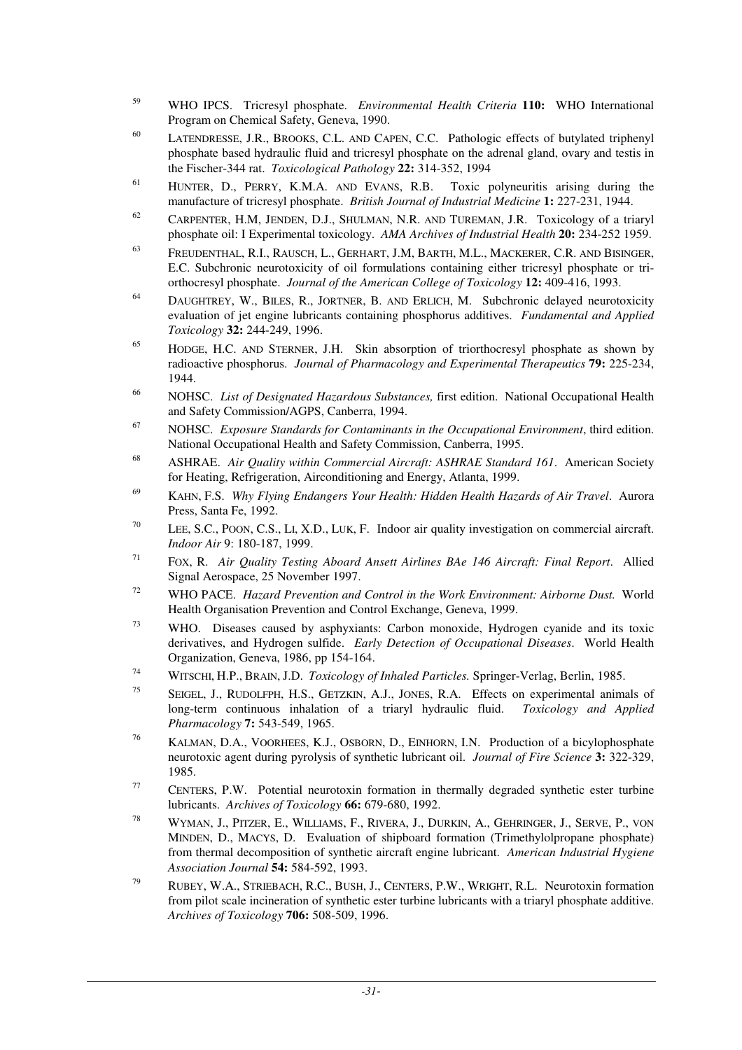59. WHO IPCS. Tricresyl phosphate. *Environmental Health Criteria* **110:** WHO International Program on Chemical Safety, Geneva, 1990.

60. LATENDRESSE, J.R., BROOKS, C.L. AND CAPEN, C.C. Pathologic effects of butylated triphenyl phosphate based hydraulic fluid and tricresyl phosphate on the adrenal gland, ovary and testis in the Fischer-344 rat. *Toxicological Pathology* **22:** 314-352, 1994

61. HUNTER, D., PERRY, K.M.A. AND EVANS, R.B. Toxic polyneuritis arising during the manufacture of tricresyl phosphate. *British Journal of Industrial Medicine* **1:** 227-231, 1944.

62. CARPENTER, H.M, JENDEN, D.J., SHULMAN, N.R. AND TUREMAN, J.R. Toxicology of a triaryl phosphate oil: I Experimental toxicology. *AMA Archives of Industrial Health* **20:** 234-252 1959.

63. FREUDENTHAL, R.I., RAUSCH, L., GERHART, J.M, BARTH, M.L., MACKERER, C.R. AND BISINGER, E.C. Subchronic neurotoxicity of oil formulations containing either tricresyl phosphate or tri-orthocresyl phosphate. *Journal of the American College of Toxicology* **12:** 409-416, 1993.

64. DAUGHTREY, W., BILES, R., JORTNER, B. AND ERLICH, M. Subchronic delayed neurotoxicity evaluation of jet engine lubricants containing phosphorus additives. *Fundamental and Applied Toxicology* **32:** 244-249, 1996.

65. HODGE, H.C. AND STERNER, J.H. Skin absorption of triorthocresyl phosphate as shown by radioactive phosphorus. *Journal of Pharmacology and Experimental Therapeutics* **79:** 225-234, 1944.

66. NOHSC. *List of Designated Hazardous Substances,* first edition. National Occupational Health and Safety Commission/AGPS, Canberra, 1994.

67. NOHSC. *Exposure Standards for Contaminants in the Occupational Environment*, third edition. National Occupational Health and Safety Commission, Canberra, 1995.

68. ASHRAE. *Air Quality within Commercial Aircraft: ASHRAE Standard 161*. American Society for Heating, Refrigeration, Airconditioning and Energy, Atlanta, 1999.

69. KAHN, F.S. *Why Flying Endangers Your Health: Hidden Health Hazards of Air Travel*. Aurora Press, Santa Fe, 1992.

70. LEE, S.C., POON, C.S., LI, X.D., LUK, F. Indoor air quality investigation on commercial aircraft. *Indoor Air* 9: 180-187, 1999.

71. FOX, R. *Air Quality Testing Aboard Ansett Airlines BAe 146 Aircraft: Final Report*. Allied Signal Aerospace, 25 November 1997.

72. WHO PACE. *Hazard Prevention and Control in the Work Environment: Airborne Dust.* World Health Organisation Prevention and Control Exchange, Geneva, 1999.

73. WHO. Diseases caused by asphyxiants: Carbon monoxide, Hydrogen cyanide and its toxic derivatives, and Hydrogen sulfide. *Early Detection of Occupational Diseases*. World Health Organization, Geneva, 1986, pp 154-164.

74. WITSCHI, H.P., BRAIN, J.D. *Toxicology of Inhaled Particles.* Springer-Verlag, Berlin, 1985.

75. SEIGEL, J., RUDOLFPH, H.S., GETZKIN, A.J., JONES, R.A. Effects on experimental animals of long-term continuous inhalation of a triaryl hydraulic fluid. *Toxicology and Applied Pharmacology* **7:** 543-549, 1965.

76. KALMAN, D.A., VOORHEES, K.J., OSBORN, D., EINHORN, I.N. Production of a bicylophosphate neurotoxic agent during pyrolysis of synthetic lubricant oil. *Journal of Fire Science* **3:** 322-329, 1985.

77. CENTERS, P.W. Potential neurotoxin formation in thermally degraded synthetic ester turbine lubricants. *Archives of Toxicology* **66:** 679-680, 1992.

78. WYMAN, J., PITZER, E., WILLIAMS, F., RIVERA, J., DURKIN, A., GEHRINGER, J., SERVE, P., VON MINDEN, D., MACYS, D. Evaluation of shipboard formation (Trimethylolpropane phosphate) from thermal decomposition of synthetic aircraft engine lubricant. *American Industrial Hygiene Association Journal* **54:** 584-592, 1993.

79. RUBEY, W.A., STRIEBACH, R.C., BUSH, J., CENTERS, P.W., WRIGHT, R.L. Neurotoxin formation from pilot scale incineration of synthetic ester turbine lubricants with a triaryl phosphate additive. *Archives of Toxicology* **706:** 508-509, 1996.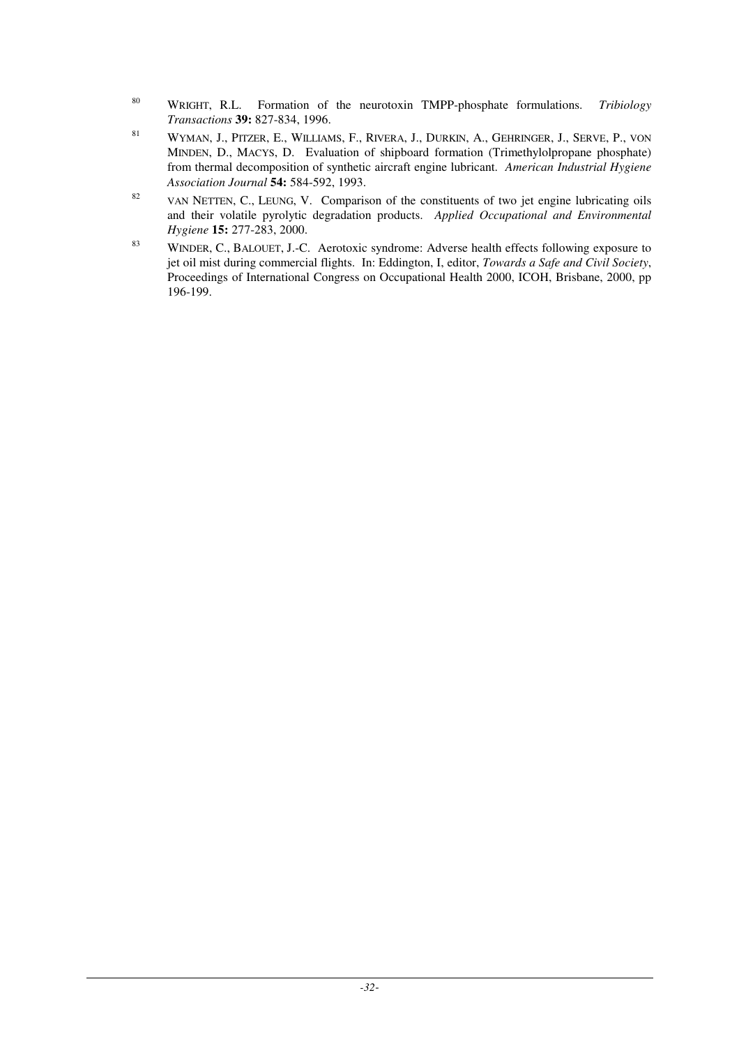80. WRIGHT, R.L. Formation of the neurotoxin TMPP-phosphate formulations. *Tribiology Transactions* **39:** 827-834, 1996.

81. WYMAN, J., PITZER, E., WILLIAMS, F., RIVERA, J., DURKIN, A., GEHRINGER, J., SERVE, P., VON MINDEN, D., MACYS, D. Evaluation of shipboard formation (Trimethylolpropane phosphate) from thermal decomposition of synthetic aircraft engine lubricant. *American Industrial Hygiene Association Journal* **54:** 584-592, 1993.

82. VAN NETTEN, C., LEUNG, V. Comparison of the constituents of two jet engine lubricating oils and their volatile pyrolytic degradation products. *Applied Occupational and Environmental Hygiene* **15:** 277-283, 2000.

83. WINDER, C., BALOUET, J.-C. Aerotoxic syndrome: Adverse health effects following exposure to jet oil mist during commercial flights. In: Eddington, I, editor, *Towards a Safe and Civil Society*, Proceedings of International Congress on Occupational Health 2000, ICOH, Brisbane, 2000, pp 196-199.